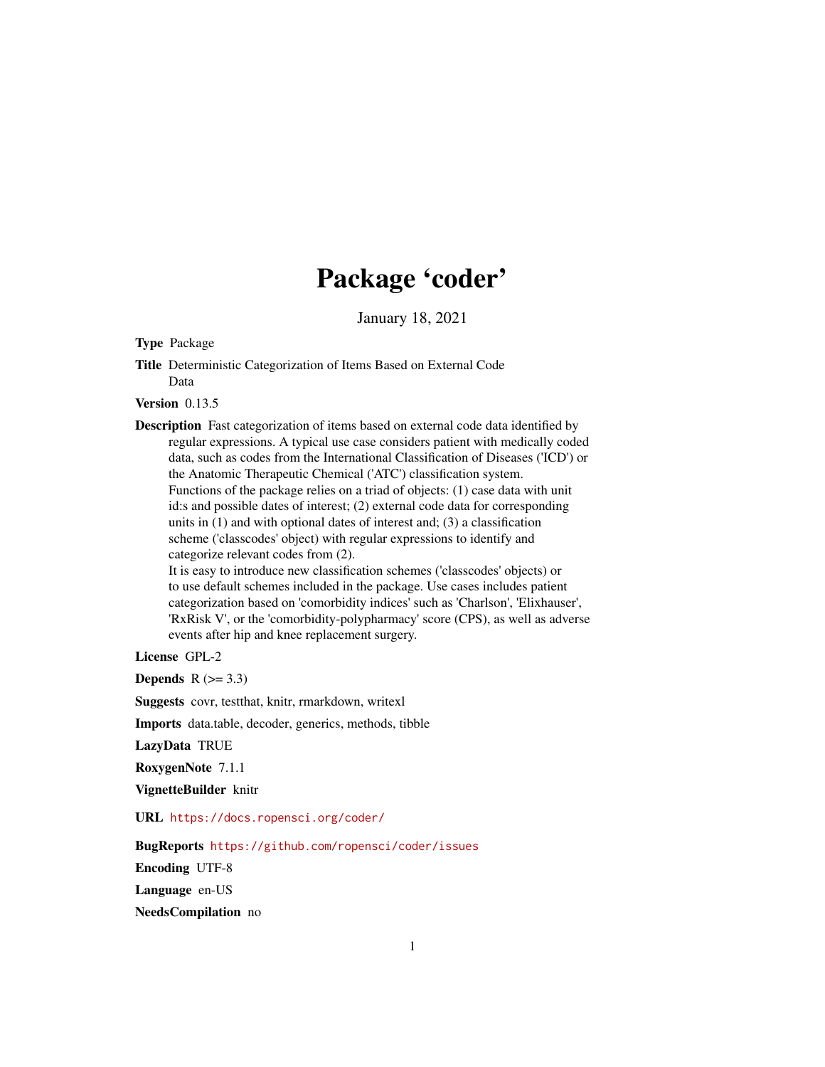# Package 'coder'

January 18, 2021

**Type** Package

**Title** Deterministic Categorization of Items Based on External Code Data

**Version** 0.13.5

**Description** Fast categorization of items based on external code data identified by regular expressions. A typical use case considers patient with medically coded data, such as codes from the International Classification of Diseases ('ICD') or the Anatomic Therapeutic Chemical ('ATC') classification system. Functions of the package relies on a triad of objects: (1) case data with unit id:s and possible dates of interest; (2) external code data for corresponding units in (1) and with optional dates of interest and; (3) a classification scheme ('classcodes' object) with regular expressions to identify and categorize relevant codes from (2). It is easy to introduce new classification schemes ('classcodes' objects) or to use default schemes included in the package. Use cases includes patient categorization based on 'comorbidity indices' such as 'Charlson', 'Elixhauser', 'RxRisk V', or the 'comorbidity-polypharmacy' score (CPS), as well as adverse events after hip and knee replacement surgery.

**License** GPL-2

**Depends** R (>= 3.3)

**Suggests** covr, testthat, knitr, rmarkdown, writexl

**Imports** data.table, decoder, generics, methods, tibble

**LazyData** TRUE

**RoxygenNote** 7.1.1

**VignetteBuilder** knitr

**URL** https://docs.ropensci.org/coder/

**BugReports** https://github.com/ropensci/coder/issues

**Encoding** UTF-8

**Language** en-US

**NeedsCompilation** no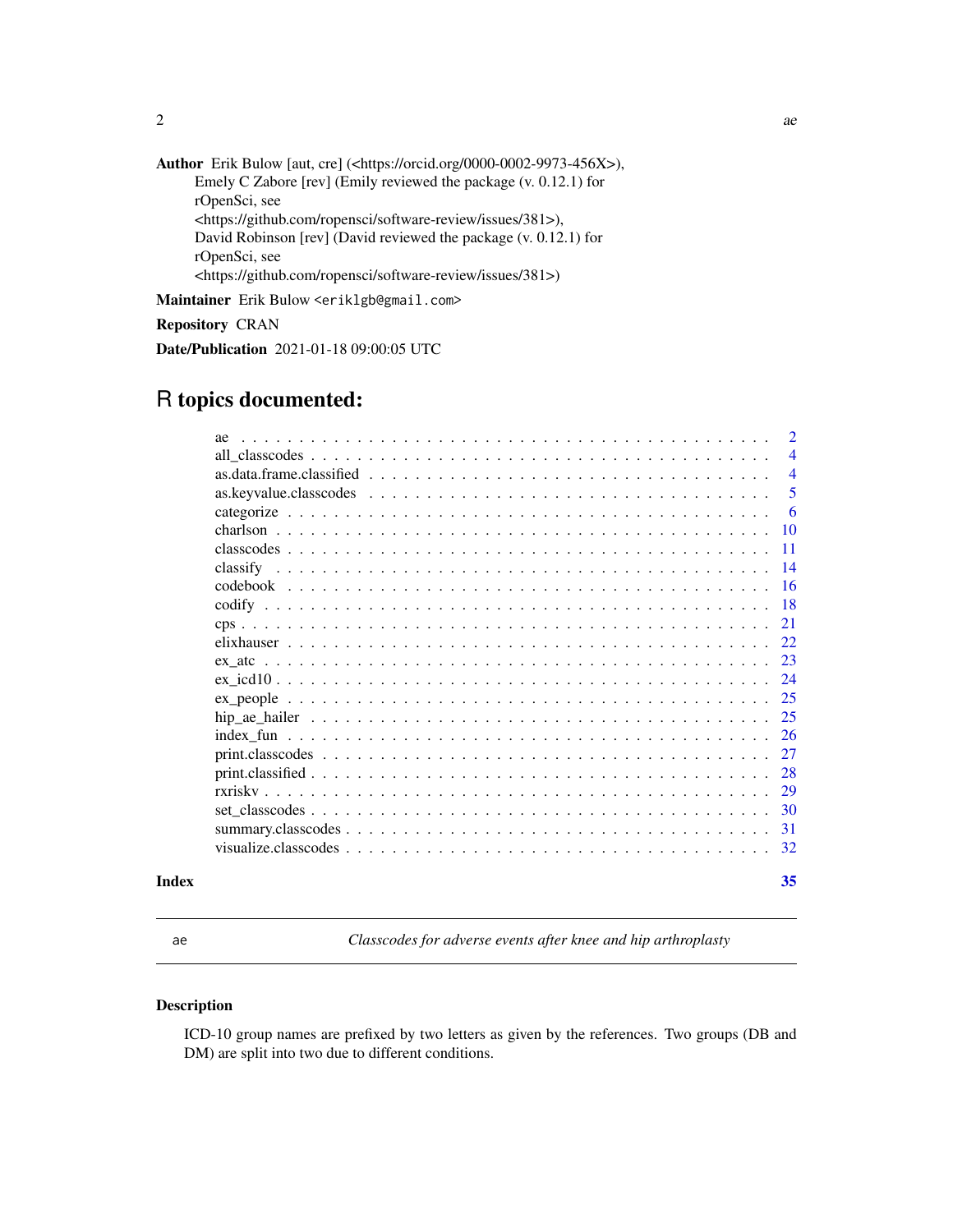**Author** Erik Bulow [aut, cre] (<https://orcid.org/0000-0002-9973-456X>), Emely C Zabore [rev] (Emily reviewed the package (v. 0.12.1) for rOpenSci, see <https://github.com/ropensci/software-review/issues/381>), David Robinson [rev] (David reviewed the package (v. 0.12.1) for rOpenSci, see <https://github.com/ropensci/software-review/issues/381>)

**Maintainer** Erik Bulow <eriklgb@gmail.com>

**Repository** CRAN

**Date/Publication** 2021-01-18 09:00:05 UTC

# R topics documented:

| | |
|---|---|
| ae | 2 |
| all_classcodes | 4 |
| as.data.frame.classified | 4 |
| as.keyvalue.classcodes | 5 |
| categorize | 6 |
| charlson | 10 |
| classcodes | 11 |
| classify | 14 |
| codebook | 16 |
| codify | 18 |
| cps | 21 |
| elixhauser | 22 |
| ex_atc | 23 |
| ex_icd10 | 24 |
| ex_people | 25 |
| hip_ae_hailer | 25 |
| index_fun | 26 |
| print.classcodes | 27 |
| print.classified | 28 |
| rxriskv | 29 |
| set_classcodes | 30 |
| summary.classcodes | 31 |
| visualize.classcodes | 32 |
| **Index** | **35** |

---

`ae` — *Classcodes for adverse events after knee and hip arthroplasty*

---

### Description

ICD-10 group names are prefixed by two letters as given by the references. Two groups (DB and DM) are split into two due to different conditions.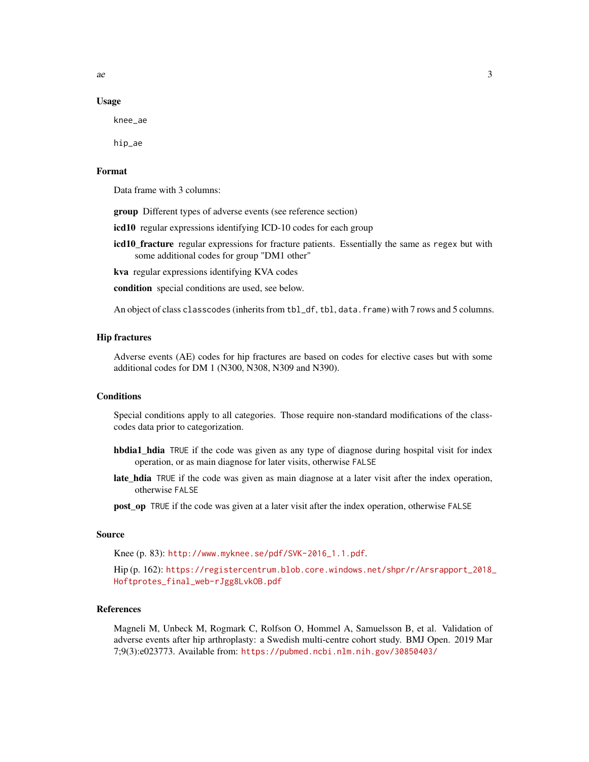## Usage

```
knee_ae

hip_ae
```

## Format

Data frame with 3 columns:

**group** Different types of adverse events (see reference section)

**icd10** regular expressions identifying ICD-10 codes for each group

**icd10_fracture** regular expressions for fracture patients. Essentially the same as `regex` but with some additional codes for group "DM1 other"

**kva** regular expressions identifying KVA codes

**condition** special conditions are used, see below.

An object of class `classcodes` (inherits from `tbl_df`, `tbl`, `data.frame`) with 7 rows and 5 columns.

## Hip fractures

Adverse events (AE) codes for hip fractures are based on codes for elective cases but with some additional codes for DM 1 (N300, N308, N309 and N390).

## Conditions

Special conditions apply to all categories. Those require non-standard modifications of the class-codes data prior to categorization.

**hbdia1_hdia** `TRUE` if the code was given as any type of diagnose during hospital visit for index operation, or as main diagnose for later visits, otherwise `FALSE`

**late_hdia** `TRUE` if the code was given as main diagnose at a later visit after the index operation, otherwise `FALSE`

**post_op** `TRUE` if the code was given at a later visit after the index operation, otherwise `FALSE`

## Source

Knee (p. 83): http://www.myknee.se/pdf/SVK-2016_1.1.pdf.

Hip (p. 162): https://registercentrum.blob.core.windows.net/shpr/r/Arsrapport_2018_Hoftprotes_final_web-rJgg8LvkOB.pdf

## References

Magneli M, Unbeck M, Rogmark C, Rolfson O, Hommel A, Samuelsson B, et al. Validation of adverse events after hip arthroplasty: a Swedish multi-centre cohort study. BMJ Open. 2019 Mar 7;9(3):e023773. Available from: https://pubmed.ncbi.nlm.nih.gov/30850403/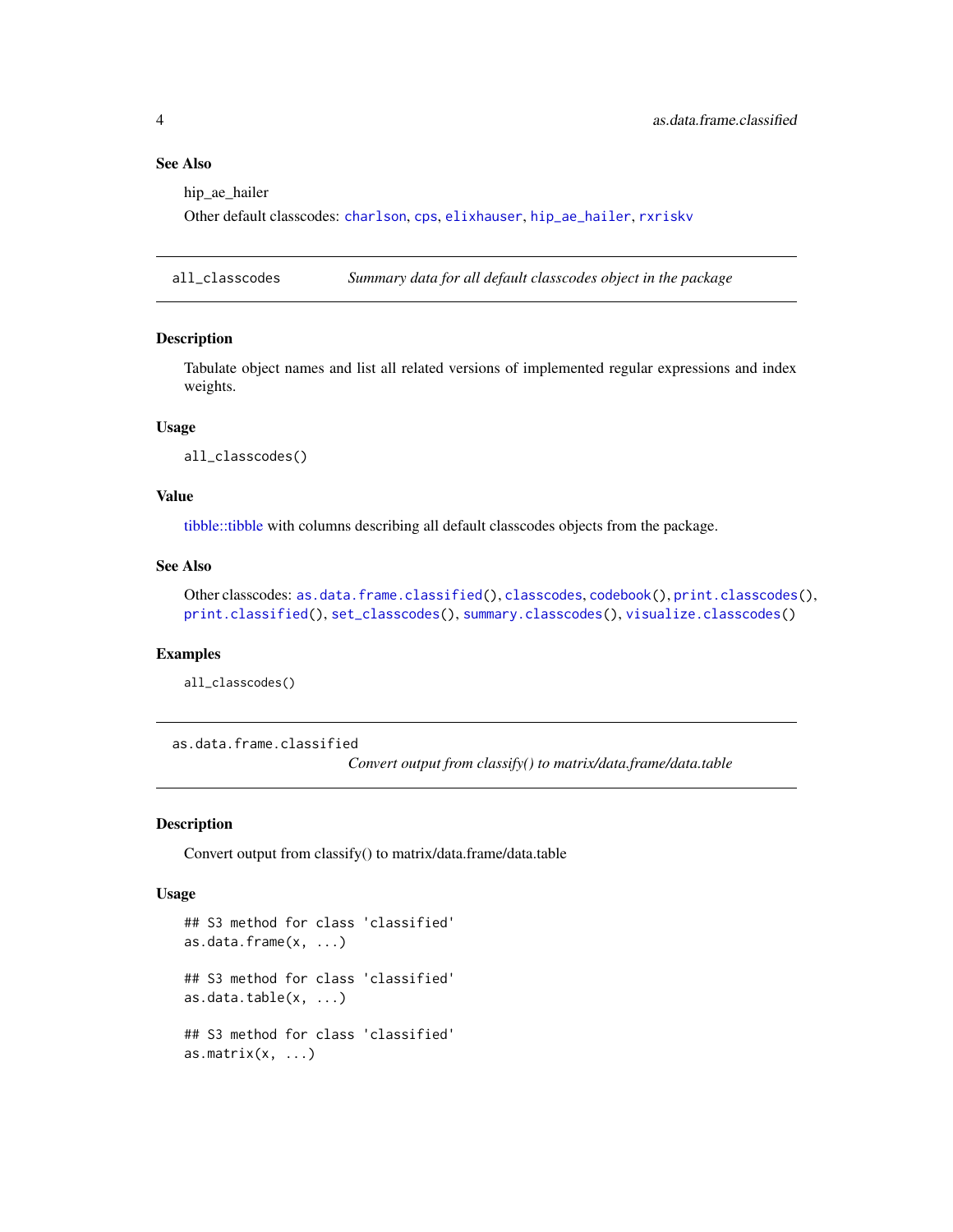### See Also

hip_ae_hailer

Other default classcodes: `charlson`, `cps`, `elixhauser`, `hip_ae_hailer`, `rxriskv`

---

## all_classcodes — *Summary data for all default classcodes object in the package*

### Description

Tabulate object names and list all related versions of implemented regular expressions and index weights.

### Usage

```
all_classcodes()
```

### Value

tibble::tibble with columns describing all default classcodes objects from the package.

### See Also

Other classcodes: `as.data.frame.classified()`, `classcodes`, `codebook()`, `print.classcodes()`, `print.classified()`, `set_classcodes()`, `summary.classcodes()`, `visualize.classcodes()`

### Examples

```
all_classcodes()
```

---

## as.data.frame.classified — *Convert output from classify() to matrix/data.frame/data.table*

### Description

Convert output from classify() to matrix/data.frame/data.table

### Usage

```
## S3 method for class 'classified'
as.data.frame(x, ...)

## S3 method for class 'classified'
as.data.table(x, ...)

## S3 method for class 'classified'
as.matrix(x, ...)
```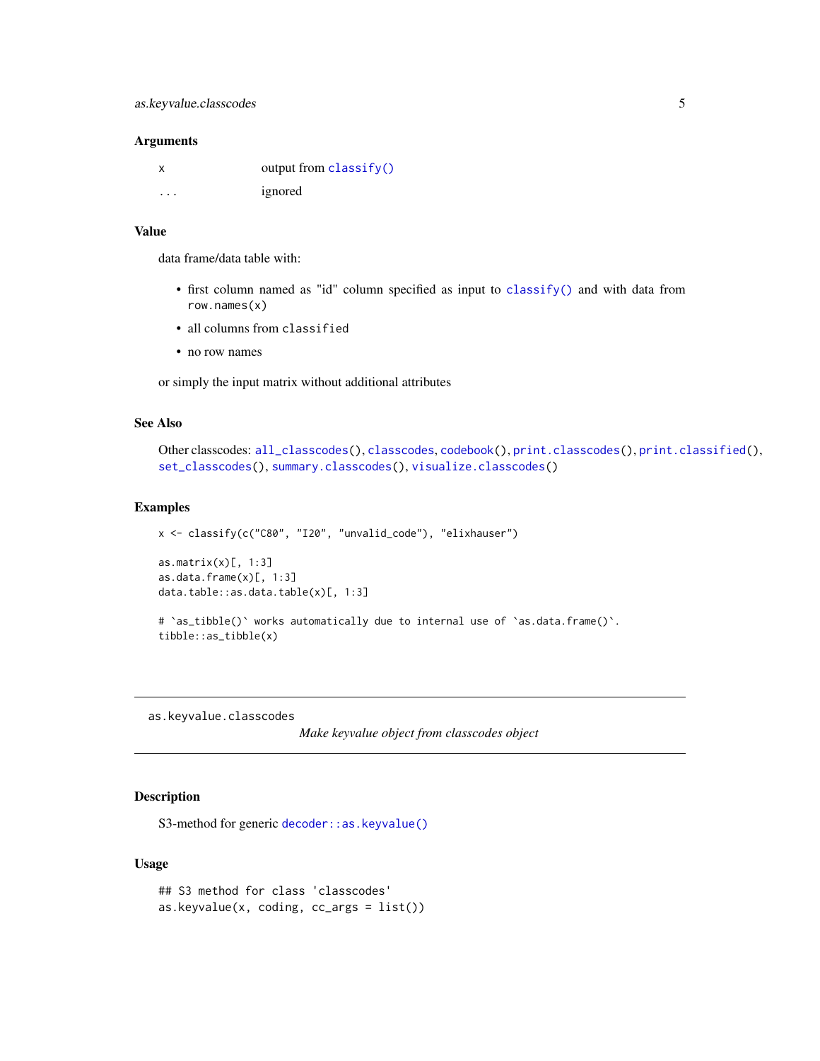### Arguments

| | |
|---|---|
| `x` | output from `classify()` |
| `...` | ignored |

### Value

data frame/data table with:

- first column named as "id" column specified as input to `classify()` and with data from `row.names(x)`
- all columns from `classified`
- no row names

or simply the input matrix without additional attributes

### See Also

Other classcodes: `all_classcodes()`, `classcodes`, `codebook()`, `print.classcodes()`, `print.classified()`, `set_classcodes()`, `summary.classcodes()`, `visualize.classcodes()`

### Examples

```
x <- classify(c("C80", "I20", "unvalid_code"), "elixhauser")

as.matrix(x)[, 1:3]
as.data.frame(x)[, 1:3]
data.table::as.data.table(x)[, 1:3]

# `as_tibble()` works automatically due to internal use of `as.data.frame()`.
tibble::as_tibble(x)
```

---

## as.keyvalue.classcodes

*Make keyvalue object from classcodes object*

---

### Description

S3-method for generic `decoder::as.keyvalue()`

### Usage

```
## S3 method for class 'classcodes'
as.keyvalue(x, coding, cc_args = list())
```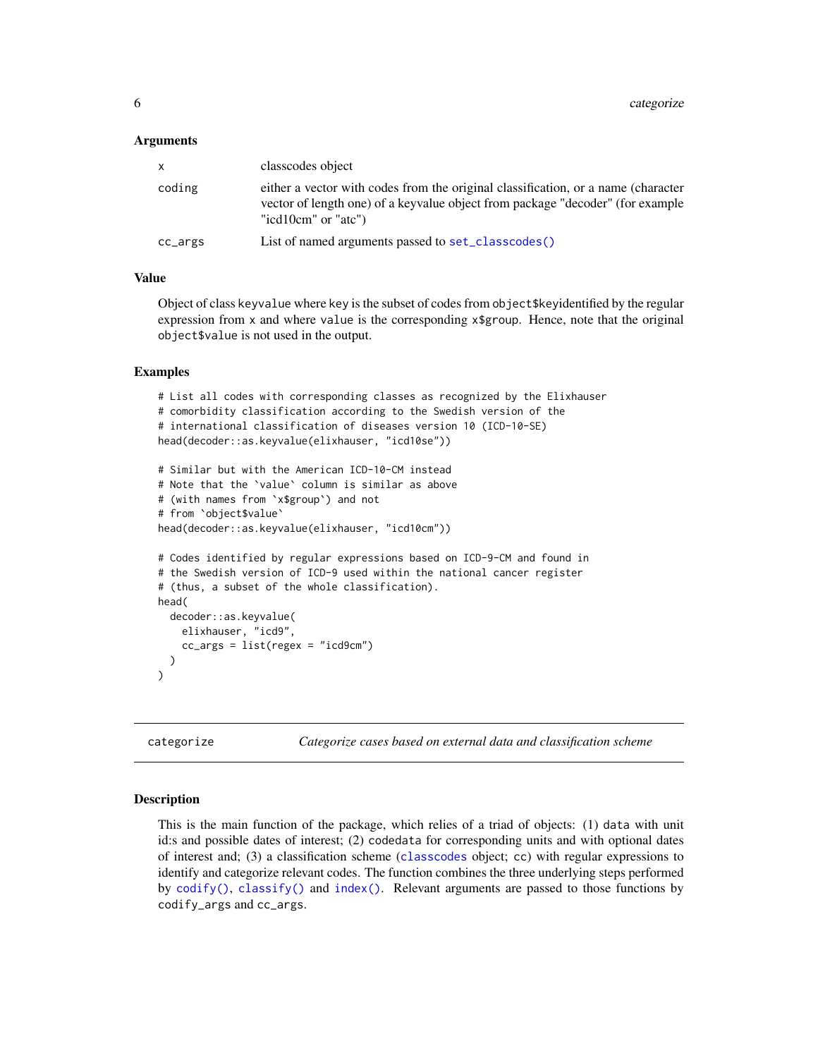### Arguments

| | |
|---|---|
| `x` | classcodes object |
| `coding` | either a vector with codes from the original classification, or a name (character vector of length one) of a keyvalue object from package "decoder" (for example "icd10cm" or "atc") |
| `cc_args` | List of named arguments passed to `set_classcodes()` |

### Value

Object of class `keyvalue` where key is the subset of codes from `object$key`identified by the regular expression from `x` and where `value` is the corresponding `x$group`. Hence, note that the original `object$value` is not used in the output.

### Examples

```
# List all codes with corresponding classes as recognized by the Elixhauser
# comorbidity classification according to the Swedish version of the
# international classification of diseases version 10 (ICD-10-SE)
head(decoder::as.keyvalue(elixhauser, "icd10se"))

# Similar but with the American ICD-10-CM instead
# Note that the `value` column is similar as above
# (with names from `x$group`) and not
# from `object$value`
head(decoder::as.keyvalue(elixhauser, "icd10cm"))

# Codes identified by regular expressions based on ICD-9-CM and found in
# the Swedish version of ICD-9 used within the national cancer register
# (thus, a subset of the whole classification).
head(
  decoder::as.keyvalue(
    elixhauser, "icd9",
    cc_args = list(regex = "icd9cm")
  )
)
```

---

## categorize — *Categorize cases based on external data and classification scheme*

### Description

This is the main function of the package, which relies of a triad of objects: (1) `data` with unit id:s and possible dates of interest; (2) `codedata` for corresponding units and with optional dates of interest and; (3) a classification scheme (`classcodes` object; `cc`) with regular expressions to identify and categorize relevant codes. The function combines the three underlying steps performed by `codify()`, `classify()` and `index()`. Relevant arguments are passed to those functions by `codify_args` and `cc_args`.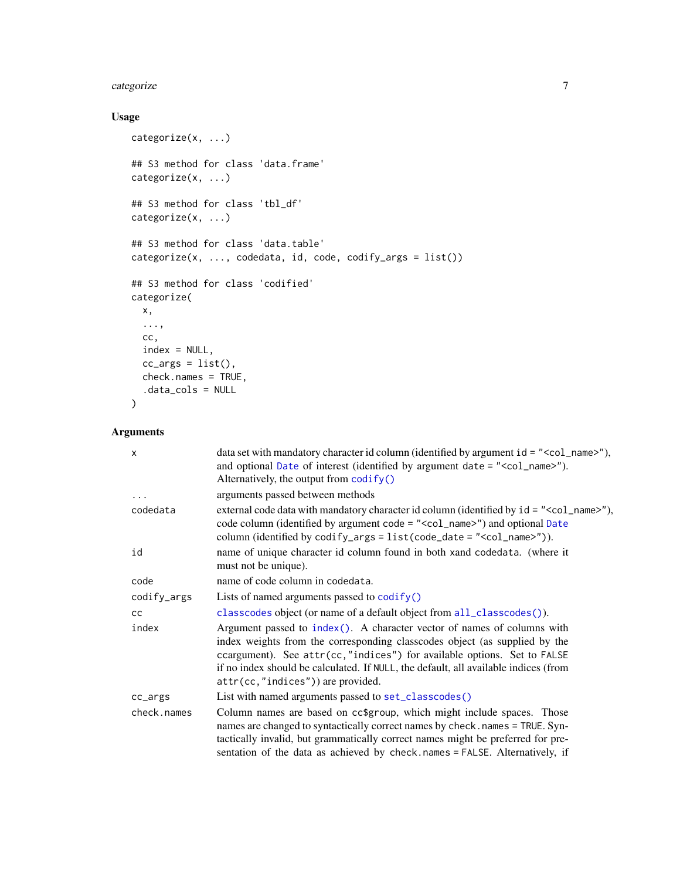### Usage

```
categorize(x, ...)

## S3 method for class 'data.frame'
categorize(x, ...)

## S3 method for class 'tbl_df'
categorize(x, ...)

## S3 method for class 'data.table'
categorize(x, ..., codedata, id, code, codify_args = list())

## S3 method for class 'codified'
categorize(
  x,
  ...,
  cc,
  index = NULL,
  cc_args = list(),
  check.names = TRUE,
  .data_cols = NULL
)
```

### Arguments

| | |
|---|---|
| `x` | data set with mandatory character id column (identified by argument `id = "<col_name>"`), and optional `Date` of interest (identified by argument `date = "<col_name>"`). Alternatively, the output from `codify()` |
| `...` | arguments passed between methods |
| `codedata` | external code data with mandatory character id column (identified by `id = "<col_name>"`), code column (identified by argument `code = "<col_name>"`) and optional `Date` column (identified by `codify_args = list(code_date = "<col_name>")`). |
| `id` | name of unique character id column found in both `x`and `codedata`. (where it must not be unique). |
| `code` | name of code column in `codedata`. |
| `codify_args` | Lists of named arguments passed to `codify()` |
| `cc` | `classcodes` object (or name of a default object from `all_classcodes()`). |
| `index` | Argument passed to `index()`. A character vector of names of columns with index weights from the corresponding classcodes object (as supplied by the `cc`argument). See `attr(cc,"indices")` for available options. Set to `FALSE` if no index should be calculated. If `NULL`, the default, all available indices (from `attr(cc,"indices")`) are provided. |
| `cc_args` | List with named arguments passed to `set_classcodes()` |
| `check.names` | Column names are based on `cc$group`, which might include spaces. Those names are changed to syntactically correct names by `check.names = TRUE`. Syntactically invalid, but grammatically correct names might be preferred for presentation of the data as achieved by `check.names = FALSE`. Alternatively, if |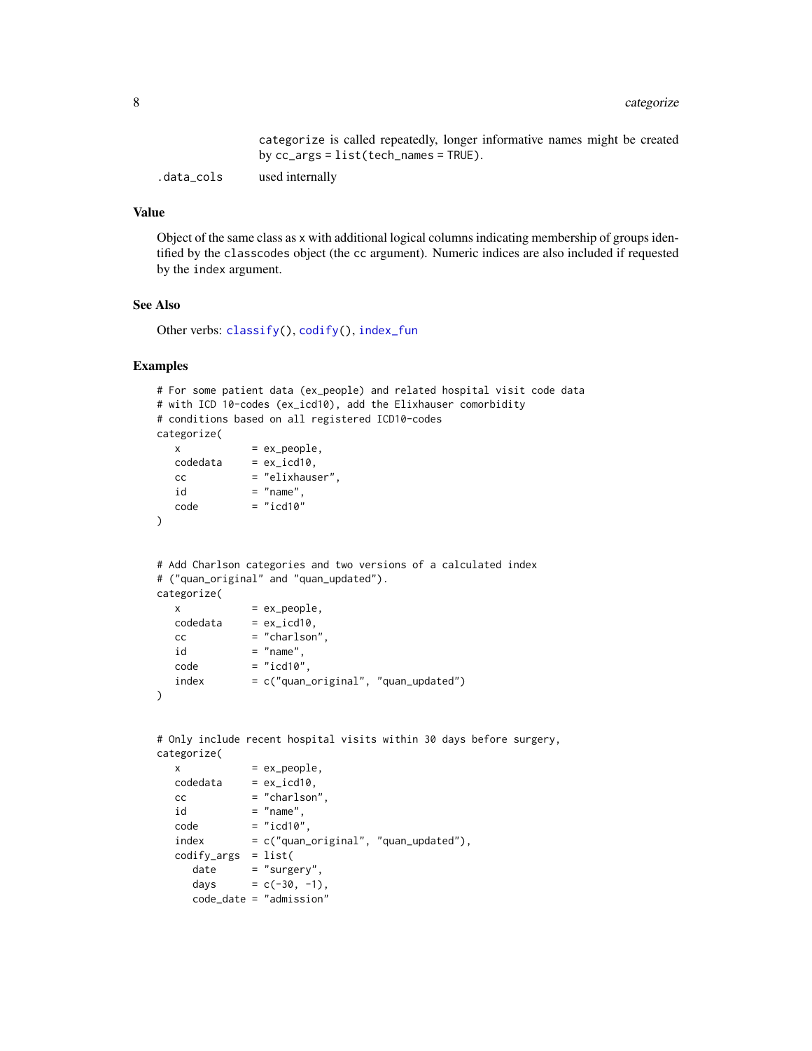categorize is called repeatedly, longer informative names might be created by cc_args = list(tech_names = TRUE).

.data_cols used internally

## Value

Object of the same class as x with additional logical columns indicating membership of groups identified by the classcodes object (the cc argument). Numeric indices are also included if requested by the index argument.

## See Also

Other verbs: classify(), codify(), index_fun

## Examples

```
# For some patient data (ex_people) and related hospital visit code data
# with ICD 10-codes (ex_icd10), add the Elixhauser comorbidity
# conditions based on all registered ICD10-codes
categorize(
   x            = ex_people,
   codedata     = ex_icd10,
   cc           = "elixhauser",
   id           = "name",
   code         = "icd10"
)


# Add Charlson categories and two versions of a calculated index
# ("quan_original" and "quan_updated").
categorize(
   x            = ex_people,
   codedata     = ex_icd10,
   cc           = "charlson",
   id           = "name",
   code         = "icd10",
   index        = c("quan_original", "quan_updated")
)


# Only include recent hospital visits within 30 days before surgery,
categorize(
   x            = ex_people,
   codedata     = ex_icd10,
   cc           = "charlson",
   id           = "name",
   code         = "icd10",
   index        = c("quan_original", "quan_updated"),
   codify_args  = list(
      date      = "surgery",
      days      = c(-30, -1),
      code_date = "admission"
```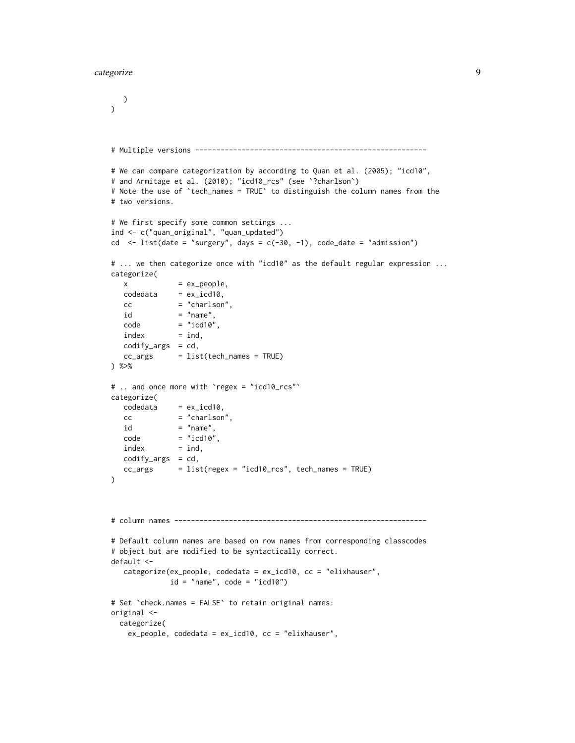```
    )
)



# Multiple versions -------------------------------------------------------

# We can compare categorization by according to Quan et al. (2005); "icd10",
# and Armitage et al. (2010); "icd10_rcs" (see `?charlson`)
# Note the use of `tech_names = TRUE` to distinguish the column names from the
# two versions.

# We first specify some common settings ...
ind <- c("quan_original", "quan_updated")
cd  <- list(date = "surgery", days = c(-30, -1), code_date = "admission")

# ... we then categorize once with "icd10" as the default regular expression ...
categorize(
   x            = ex_people,
   codedata     = ex_icd10,
   cc           = "charlson",
   id           = "name",
   code         = "icd10",
   index        = ind,
   codify_args  = cd,
   cc_args      = list(tech_names = TRUE)
) %>%

# .. and once more with `regex = "icd10_rcs"`
categorize(
   codedata     = ex_icd10,
   cc           = "charlson",
   id           = "name",
   code         = "icd10",
   index        = ind,
   codify_args  = cd,
   cc_args      = list(regex = "icd10_rcs", tech_names = TRUE)
)



# column names ------------------------------------------------------------

# Default column names are based on row names from corresponding classcodes
# object but are modified to be syntactically correct.
default <-
   categorize(ex_people, codedata = ex_icd10, cc = "elixhauser",
              id = "name", code = "icd10")

# Set `check.names = FALSE` to retain original names:
original <-
  categorize(
    ex_people, codedata = ex_icd10, cc = "elixhauser",
```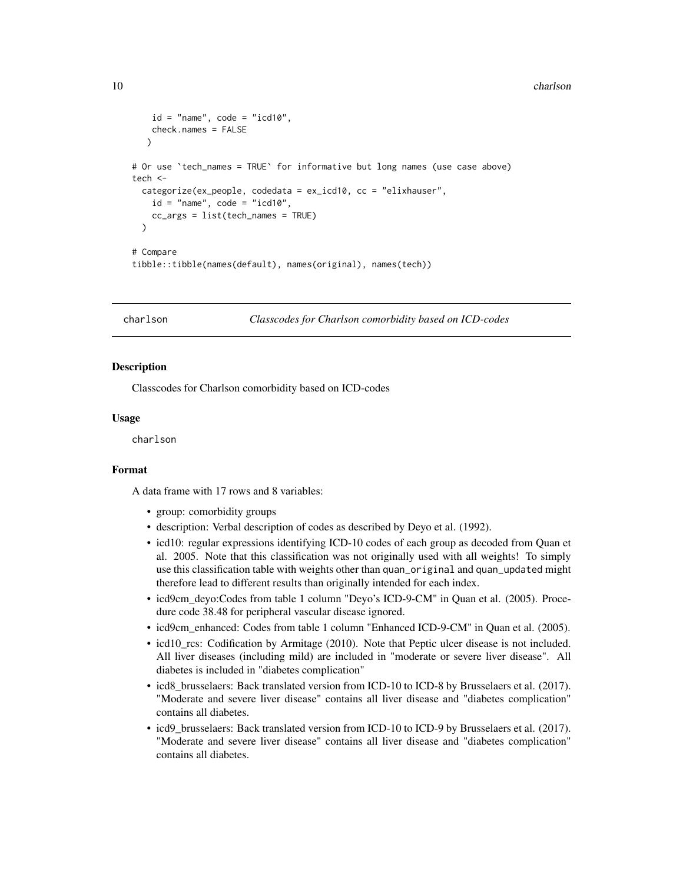```
    id = "name", code = "icd10",
    check.names = FALSE
  )

# Or use `tech_names = TRUE` for informative but long names (use case above)
tech <-
  categorize(ex_people, codedata = ex_icd10, cc = "elixhauser",
    id = "name", code = "icd10",
    cc_args = list(tech_names = TRUE)
  )

# Compare
tibble::tibble(names(default), names(original), names(tech))
```

---

## charlson — *Classcodes for Charlson comorbidity based on ICD-codes*

### Description

Classcodes for Charlson comorbidity based on ICD-codes

### Usage

```
charlson
```

### Format

A data frame with 17 rows and 8 variables:

- group: comorbidity groups
- description: Verbal description of codes as described by Deyo et al. (1992).
- icd10: regular expressions identifying ICD-10 codes of each group as decoded from Quan et al. 2005. Note that this classification was not originally used with all weights! To simply use this classification table with weights other than `quan_original` and `quan_updated` might therefore lead to different results than originally intended for each index.
- icd9cm_deyo:Codes from table 1 column "Deyo's ICD-9-CM" in Quan et al. (2005). Procedure code 38.48 for peripheral vascular disease ignored.
- icd9cm_enhanced: Codes from table 1 column "Enhanced ICD-9-CM" in Quan et al. (2005).
- icd10_rcs: Codification by Armitage (2010). Note that Peptic ulcer disease is not included. All liver diseases (including mild) are included in "moderate or severe liver disease". All diabetes is included in "diabetes complication"
- icd8_brusselaers: Back translated version from ICD-10 to ICD-8 by Brusselaers et al. (2017). "Moderate and severe liver disease" contains all liver disease and "diabetes complication" contains all diabetes.
- icd9_brusselaers: Back translated version from ICD-10 to ICD-9 by Brusselaers et al. (2017). "Moderate and severe liver disease" contains all liver disease and "diabetes complication" contains all diabetes.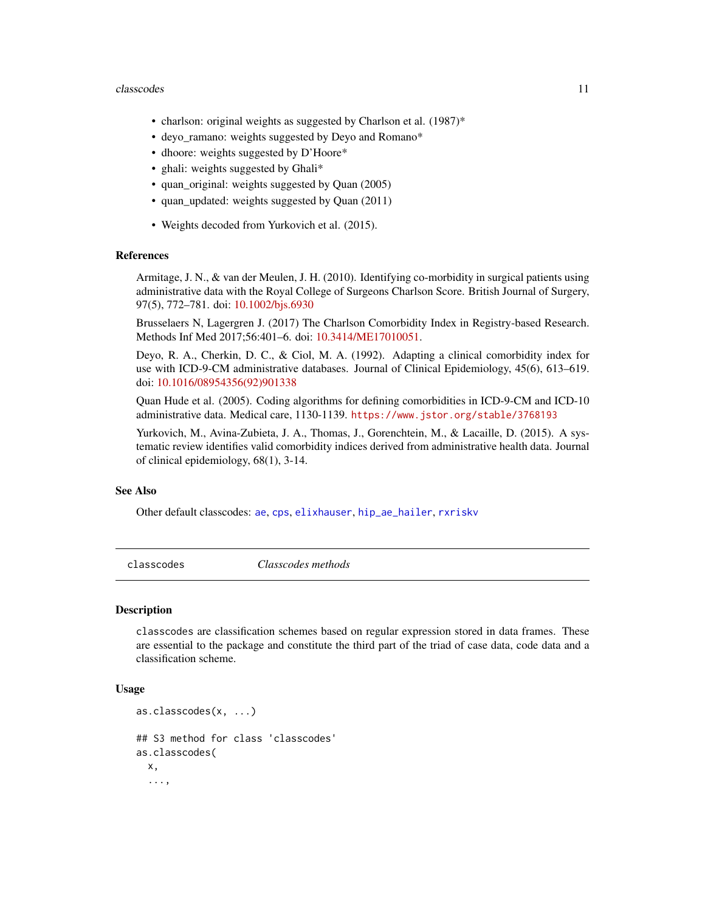- charlson: original weights as suggested by Charlson et al. (1987)*
- deyo_ramano: weights suggested by Deyo and Romano*
- dhoore: weights suggested by D'Hoore*
- ghali: weights suggested by Ghali*
- quan_original: weights suggested by Quan (2005)
- quan_updated: weights suggested by Quan (2011)

- Weights decoded from Yurkovich et al. (2015).

### References

Armitage, J. N., & van der Meulen, J. H. (2010). Identifying co-morbidity in surgical patients using administrative data with the Royal College of Surgeons Charlson Score. British Journal of Surgery, 97(5), 772–781. doi: 10.1002/bjs.6930

Brusselaers N, Lagergren J. (2017) The Charlson Comorbidity Index in Registry-based Research. Methods Inf Med 2017;56:401–6. doi: 10.3414/ME17010051.

Deyo, R. A., Cherkin, D. C., & Ciol, M. A. (1992). Adapting a clinical comorbidity index for use with ICD-9-CM administrative databases. Journal of Clinical Epidemiology, 45(6), 613–619. doi: 10.1016/08954356(92)901338

Quan Hude et al. (2005). Coding algorithms for defining comorbidities in ICD-9-CM and ICD-10 administrative data. Medical care, 1130-1139. https://www.jstor.org/stable/3768193

Yurkovich, M., Avina-Zubieta, J. A., Thomas, J., Gorenchtein, M., & Lacaille, D. (2015). A systematic review identifies valid comorbidity indices derived from administrative health data. Journal of clinical epidemiology, 68(1), 3-14.

### See Also

Other default classcodes: ae, cps, elixhauser, hip_ae_hailer, rxriskv

---

## classcodes *Classcodes methods*

### Description

classcodes are classification schemes based on regular expression stored in data frames. These are essential to the package and constitute the third part of the triad of case data, code data and a classification scheme.

### Usage

```
as.classcodes(x, ...)

## S3 method for class 'classcodes'
as.classcodes(
  x,
  ...,
```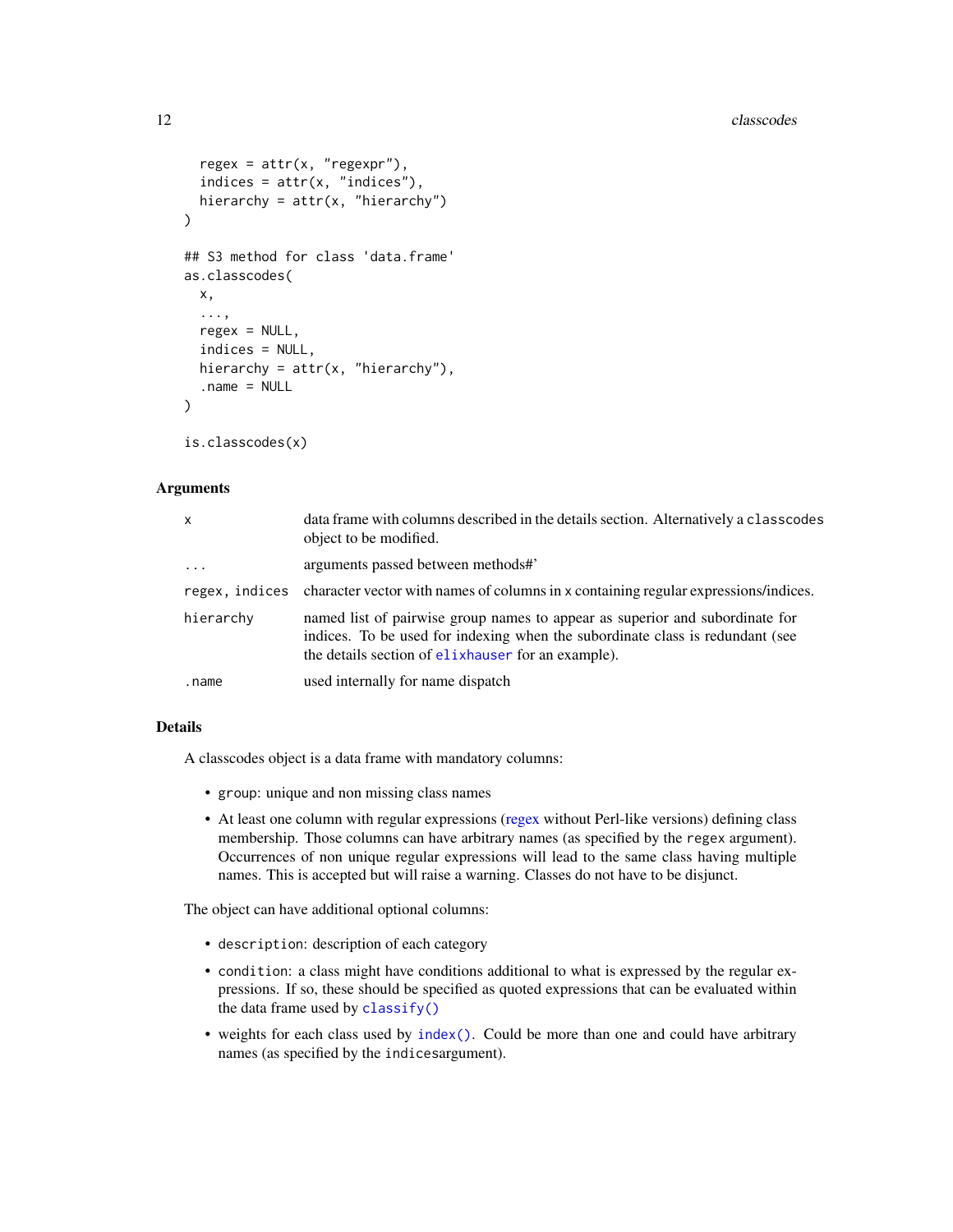```
  regex = attr(x, "regexpr"),
  indices = attr(x, "indices"),
  hierarchy = attr(x, "hierarchy")
)

## S3 method for class 'data.frame'
as.classcodes(
  x,
  ...,
  regex = NULL,
  indices = NULL,
  hierarchy = attr(x, "hierarchy"),
  .name = NULL
)

is.classcodes(x)
```

### Arguments

| | |
|---|---|
| `x` | data frame with columns described in the details section. Alternatively a `classcodes` object to be modified. |
| `...` | arguments passed between methods#' |
| `regex, indices` | character vector with names of columns in `x` containing regular expressions/indices. |
| `hierarchy` | named list of pairwise group names to appear as superior and subordinate for indices. To be used for indexing when the subordinate class is redundant (see the details section of `elixhauser` for an example). |
| `.name` | used internally for name dispatch |

### Details

A classcodes object is a data frame with mandatory columns:

- `group`: unique and non missing class names
- At least one column with regular expressions (regex without Perl-like versions) defining class membership. Those columns can have arbitrary names (as specified by the `regex` argument). Occurrences of non unique regular expressions will lead to the same class having multiple names. This is accepted but will raise a warning. Classes do not have to be disjunct.

The object can have additional optional columns:

- `description`: description of each category
- `condition`: a class might have conditions additional to what is expressed by the regular expressions. If so, these should be specified as quoted expressions that can be evaluated within the data frame used by `classify()`
- weights for each class used by `index()`. Could be more than one and could have arbitrary names (as specified by the `indices`argument).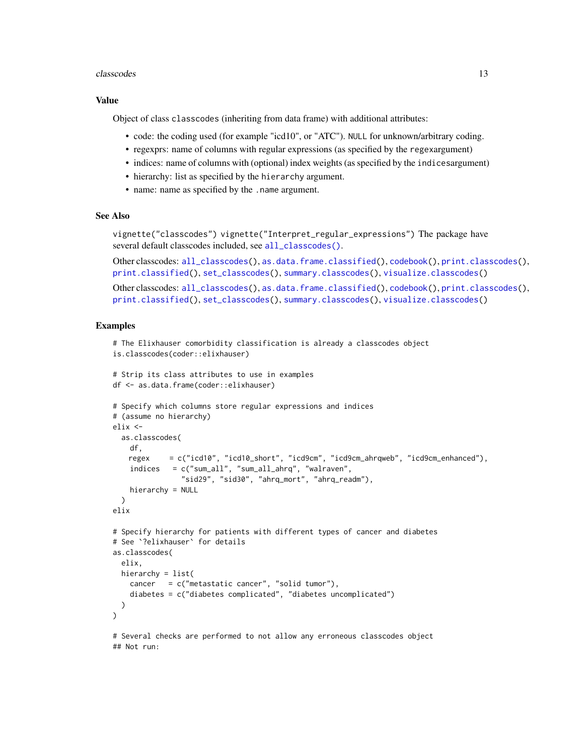### Value

Object of class `classcodes` (inheriting from data frame) with additional attributes:

- code: the coding used (for example "icd10", or "ATC"). `NULL` for unknown/arbitrary coding.
- regexprs: name of columns with regular expressions (as specified by the `regex`argument)
- indices: name of columns with (optional) index weights (as specified by the `indices`argument)
- hierarchy: list as specified by the `hierarchy` argument.
- name: name as specified by the `.name` argument.

### See Also

`vignette("classcodes")` `vignette("Interpret_regular_expressions")` The package have several default classcodes included, see `all_classcodes()`.

Other classcodes: `all_classcodes()`, `as.data.frame.classified()`, `codebook()`, `print.classcodes()`, `print.classified()`, `set_classcodes()`, `summary.classcodes()`, `visualize.classcodes()`

Other classcodes: `all_classcodes()`, `as.data.frame.classified()`, `codebook()`, `print.classcodes()`, `print.classified()`, `set_classcodes()`, `summary.classcodes()`, `visualize.classcodes()`

### Examples

```
# The Elixhauser comorbidity classification is already a classcodes object
is.classcodes(coder::elixhauser)

# Strip its class attributes to use in examples
df <- as.data.frame(coder::elixhauser)

# Specify which columns store regular expressions and indices
# (assume no hierarchy)
elix <-
  as.classcodes(
    df,
    regex     = c("icd10", "icd10_short", "icd9cm", "icd9cm_ahrqweb", "icd9cm_enhanced"),
    indices   = c("sum_all", "sum_all_ahrq", "walraven",
                "sid29", "sid30", "ahrq_mort", "ahrq_readm"),
    hierarchy = NULL
  )
elix

# Specify hierarchy for patients with different types of cancer and diabetes
# See `?elixhauser` for details
as.classcodes(
  elix,
  hierarchy = list(
    cancer   = c("metastatic cancer", "solid tumor"),
    diabetes = c("diabetes complicated", "diabetes uncomplicated")
  )
)

# Several checks are performed to not allow any erroneous classcodes object
## Not run:
```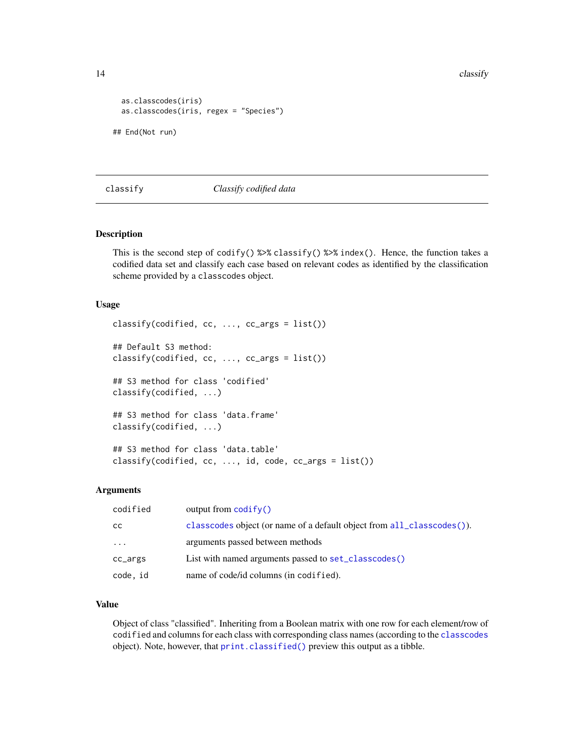```
  as.classcodes(iris)
  as.classcodes(iris, regex = "Species")

## End(Not run)
```

---

## classify *Classify codified data*

---

### Description

This is the second step of `codify() %>% classify() %>% index()`. Hence, the function takes a codified data set and classify each case based on relevant codes as identified by the classification scheme provided by a `classcodes` object.

### Usage

```
classify(codified, cc, ..., cc_args = list())

## Default S3 method:
classify(codified, cc, ..., cc_args = list())

## S3 method for class 'codified'
classify(codified, ...)

## S3 method for class 'data.frame'
classify(codified, ...)

## S3 method for class 'data.table'
classify(codified, cc, ..., id, code, cc_args = list())
```

### Arguments

| | |
|---|---|
| `codified` | output from `codify()` |
| `cc` | `classcodes` object (or name of a default object from `all_classcodes()`). |
| `...` | arguments passed between methods |
| `cc_args` | List with named arguments passed to `set_classcodes()` |
| `code, id` | name of code/id columns (in `codified`). |

### Value

Object of class "classified". Inheriting from a Boolean matrix with one row for each element/row of `codified` and columns for each class with corresponding class names (according to the `classcodes` object). Note, however, that `print.classified()` preview this output as a tibble.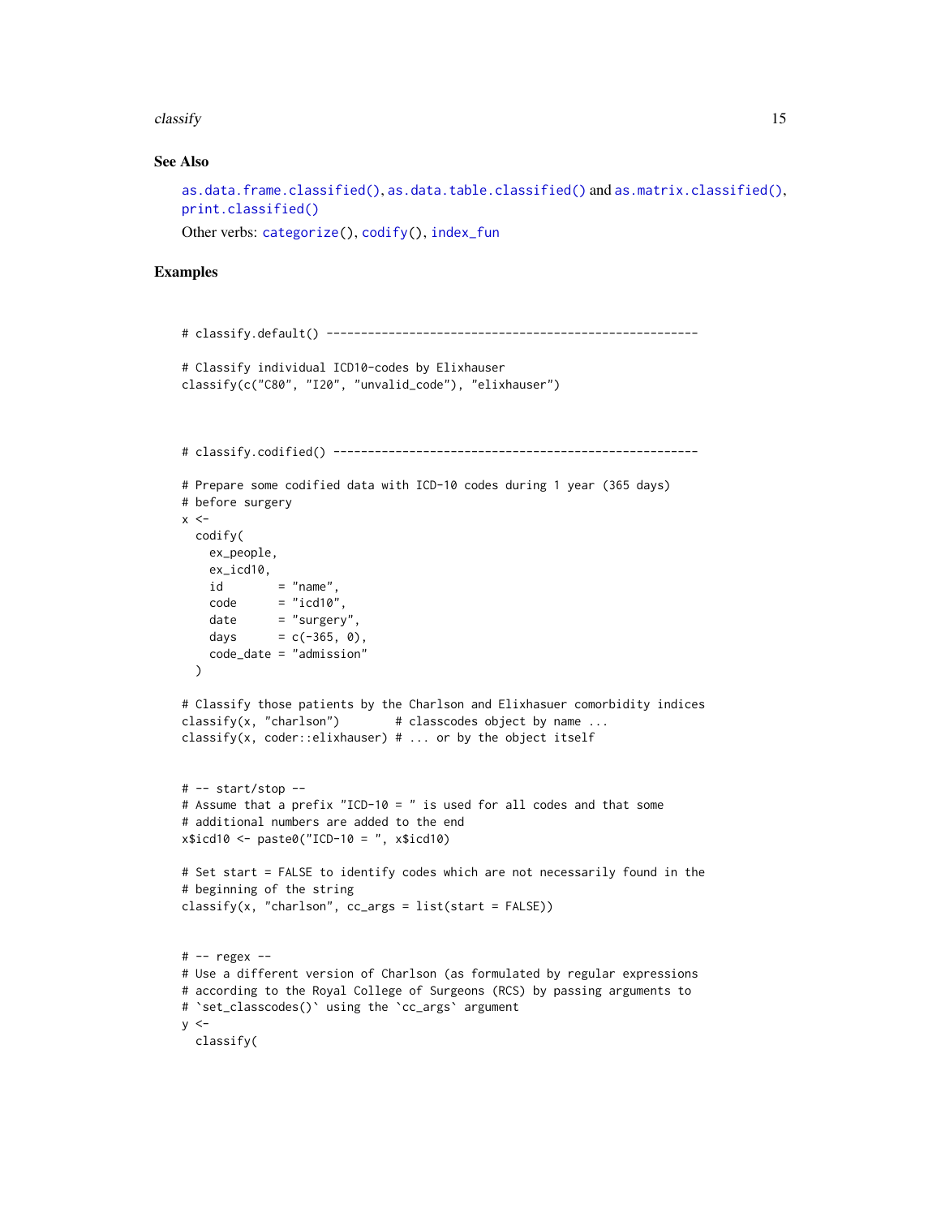## See Also

as.data.frame.classified(), as.data.table.classified() and as.matrix.classified(), print.classified()

Other verbs: categorize(), codify(), index_fun

## Examples

```
# classify.default() ----------------------------------------------------

# Classify individual ICD10-codes by Elixhauser
classify(c("C80", "I20", "unvalid_code"), "elixhauser")



# classify.codified() ----------------------------------------------------

# Prepare some codified data with ICD-10 codes during 1 year (365 days)
# before surgery
x <-
  codify(
    ex_people,
    ex_icd10,
    id        = "name",
    code      = "icd10",
    date      = "surgery",
    days      = c(-365, 0),
    code_date = "admission"
  )

# Classify those patients by the Charlson and Elixhasuer comorbidity indices
classify(x, "charlson")        # classcodes object by name ...
classify(x, coder::elixhauser) # ... or by the object itself


# -- start/stop --
# Assume that a prefix "ICD-10 = " is used for all codes and that some
# additional numbers are added to the end
x$icd10 <- paste0("ICD-10 = ", x$icd10)

# Set start = FALSE to identify codes which are not necessarily found in the
# beginning of the string
classify(x, "charlson", cc_args = list(start = FALSE))


# -- regex --
# Use a different version of Charlson (as formulated by regular expressions
# according to the Royal College of Surgeons (RCS) by passing arguments to
# `set_classcodes()` using the `cc_args` argument
y <-
  classify(
```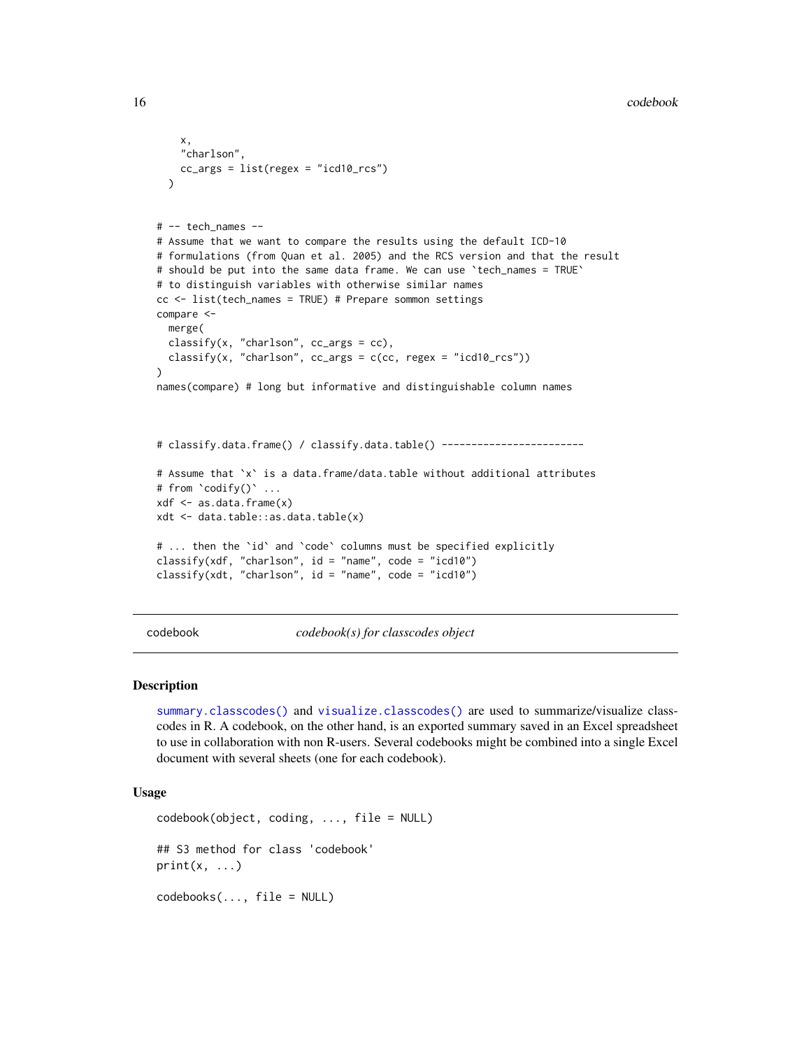```
    x,
    "charlson",
    cc_args = list(regex = "icd10_rcs")
  )


# -- tech_names --
# Assume that we want to compare the results using the default ICD-10
# formulations (from Quan et al. 2005) and the RCS version and that the result
# should be put into the same data frame. We can use `tech_names = TRUE`
# to distinguish variables with otherwise similar names
cc <- list(tech_names = TRUE) # Prepare sommon settings
compare <-
  merge(
  classify(x, "charlson", cc_args = cc),
  classify(x, "charlson", cc_args = c(cc, regex = "icd10_rcs"))
)
names(compare) # long but informative and distinguishable column names



# classify.data.frame() / classify.data.table() ------------------------

# Assume that `x` is a data.frame/data.table without additional attributes
# from `codify()` ...
xdf <- as.data.frame(x)
xdt <- data.table::as.data.table(x)

# ... then the `id` and `code` columns must be specified explicitly
classify(xdf, "charlson", id = "name", code = "icd10")
classify(xdt, "charlson", id = "name", code = "icd10")
```

## codebook — *codebook(s) for classcodes object*

### Description

`summary.classcodes()` and `visualize.classcodes()` are used to summarize/visualize classcodes in R. A codebook, on the other hand, is an exported summary saved in an Excel spreadsheet to use in collaboration with non R-users. Several codebooks might be combined into a single Excel document with several sheets (one for each codebook).

### Usage

```
codebook(object, coding, ..., file = NULL)

## S3 method for class 'codebook'
print(x, ...)

codebooks(..., file = NULL)
```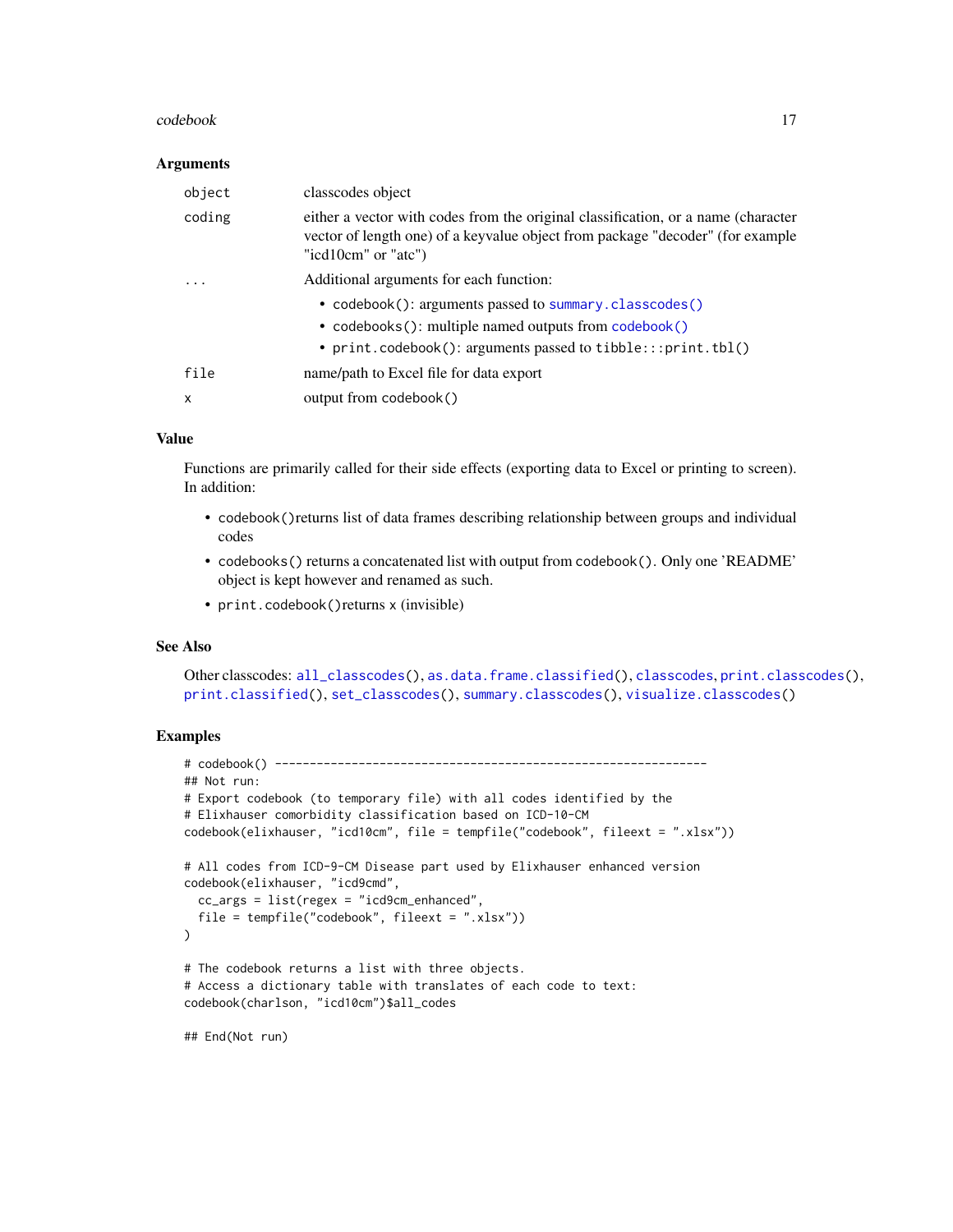### Arguments

| | |
|---|---|
| `object` | classcodes object |
| `coding` | either a vector with codes from the original classification, or a name (character vector of length one) of a keyvalue object from package "decoder" (for example "icd10cm" or "atc") |
| `...` | Additional arguments for each function: <br>• `codebook()`: arguments passed to `summary.classcodes()` <br>• `codebooks()`: multiple named outputs from `codebook()` <br>• `print.codebook()`: arguments passed to `tibble:::print.tbl()` |
| `file` | name/path to Excel file for data export |
| `x` | output from `codebook()` |

### Value

Functions are primarily called for their side effects (exporting data to Excel or printing to screen). In addition:

- `codebook()`returns list of data frames describing relationship between groups and individual codes
- `codebooks()` returns a concatenated list with output from `codebook()`. Only one 'README' object is kept however and renamed as such.
- `print.codebook()`returns x (invisible)

### See Also

Other classcodes: `all_classcodes()`, `as.data.frame.classified()`, `classcodes`, `print.classcodes()`, `print.classified()`, `set_classcodes()`, `summary.classcodes()`, `visualize.classcodes()`

### Examples

```
# codebook() --------------------------------------------------------------
## Not run:
# Export codebook (to temporary file) with all codes identified by the
# Elixhauser comorbidity classification based on ICD-10-CM
codebook(elixhauser, "icd10cm", file = tempfile("codebook", fileext = ".xlsx"))

# All codes from ICD-9-CM Disease part used by Elixhauser enhanced version
codebook(elixhauser, "icd9cmd",
  cc_args = list(regex = "icd9cm_enhanced",
  file = tempfile("codebook", fileext = ".xlsx"))
)

# The codebook returns a list with three objects.
# Access a dictionary table with translates of each code to text:
codebook(charlson, "icd10cm")$all_codes

## End(Not run)
```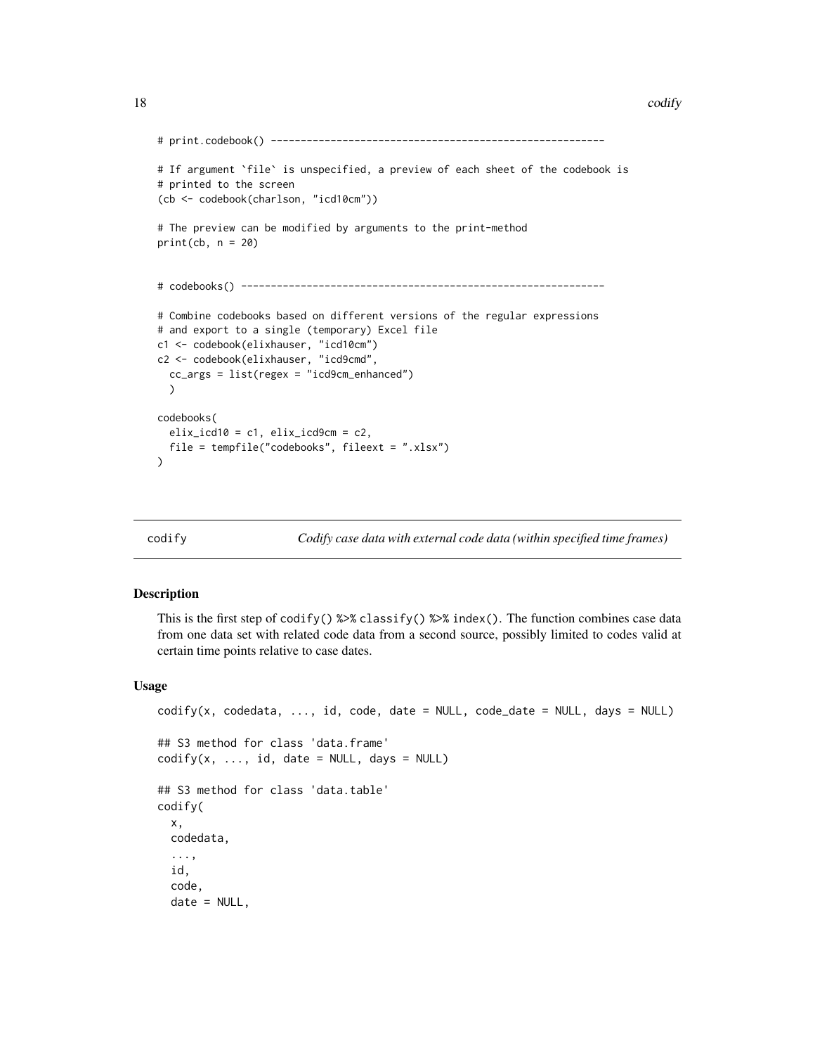```
# print.codebook() -------------------------------------------------------

# If argument `file` is unspecified, a preview of each sheet of the codebook is
# printed to the screen
(cb <- codebook(charlson, "icd10cm"))

# The preview can be modified by arguments to the print-method
print(cb, n = 20)


# codebooks() ------------------------------------------------------------

# Combine codebooks based on different versions of the regular expressions
# and export to a single (temporary) Excel file
c1 <- codebook(elixhauser, "icd10cm")
c2 <- codebook(elixhauser, "icd9cmd",
  cc_args = list(regex = "icd9cm_enhanced")
  )

codebooks(
  elix_icd10 = c1, elix_icd9cm = c2,
  file = tempfile("codebooks", fileext = ".xlsx")
)
```

## codify — *Codify case data with external code data (within specified time frames)*

### Description

This is the first step of codify() %>% classify() %>% index(). The function combines case data from one data set with related code data from a second source, possibly limited to codes valid at certain time points relative to case dates.

### Usage

```
codify(x, codedata, ..., id, code, date = NULL, code_date = NULL, days = NULL)

## S3 method for class 'data.frame'
codify(x, ..., id, date = NULL, days = NULL)

## S3 method for class 'data.table'
codify(
  x,
  codedata,
  ...,
  id,
  code,
  date = NULL,
```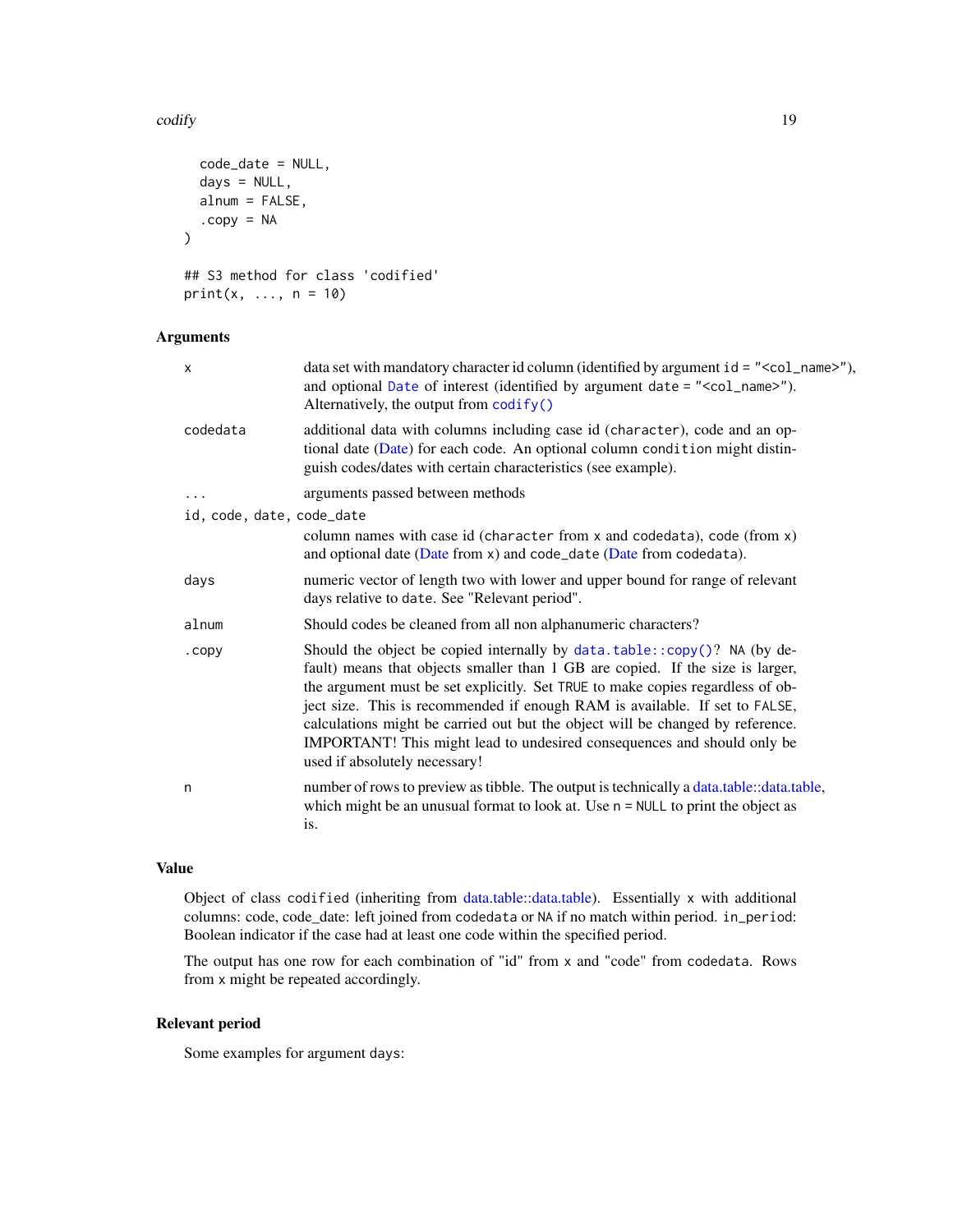```
  code_date = NULL,
  days = NULL,
  alnum = FALSE,
  .copy = NA
)

## S3 method for class 'codified'
print(x, ..., n = 10)
```

## Arguments

| | |
|---|---|
| `x` | data set with mandatory character id column (identified by argument `id = "<col_name>"`), and optional `Date` of interest (identified by argument `date = "<col_name>"`). Alternatively, the output from `codify()` |
| `codedata` | additional data with columns including case id (`character`), code and an optional date (Date) for each code. An optional column `condition` might distinguish codes/dates with certain characteristics (see example). |
| `...` | arguments passed between methods |
| `id, code, date, code_date` | column names with case id (`character` from `x` and `codedata`), code (from `x`) and optional date (Date from `x`) and `code_date` (Date from `codedata`). |
| `days` | numeric vector of length two with lower and upper bound for range of relevant days relative to `date`. See "Relevant period". |
| `alnum` | Should codes be cleaned from all non alphanumeric characters? |
| `.copy` | Should the object be copied internally by `data.table::copy()`? `NA` (by default) means that objects smaller than 1 GB are copied. If the size is larger, the argument must be set explicitly. Set `TRUE` to make copies regardless of object size. This is recommended if enough RAM is available. If set to `FALSE`, calculations might be carried out but the object will be changed by reference. IMPORTANT! This might lead to undesired consequences and should only be used if absolutely necessary! |
| `n` | number of rows to preview as tibble. The output is technically a data.table::data.table, which might be an unusual format to look at. Use `n = NULL` to print the object as is. |

## Value

Object of class `codified` (inheriting from data.table::data.table). Essentially `x` with additional columns: code, code_date: left joined from `codedata` or `NA` if no match within period. `in_period`: Boolean indicator if the case had at least one code within the specified period.

The output has one row for each combination of "id" from `x` and "code" from `codedata`. Rows from `x` might be repeated accordingly.

## Relevant period

Some examples for argument `days`: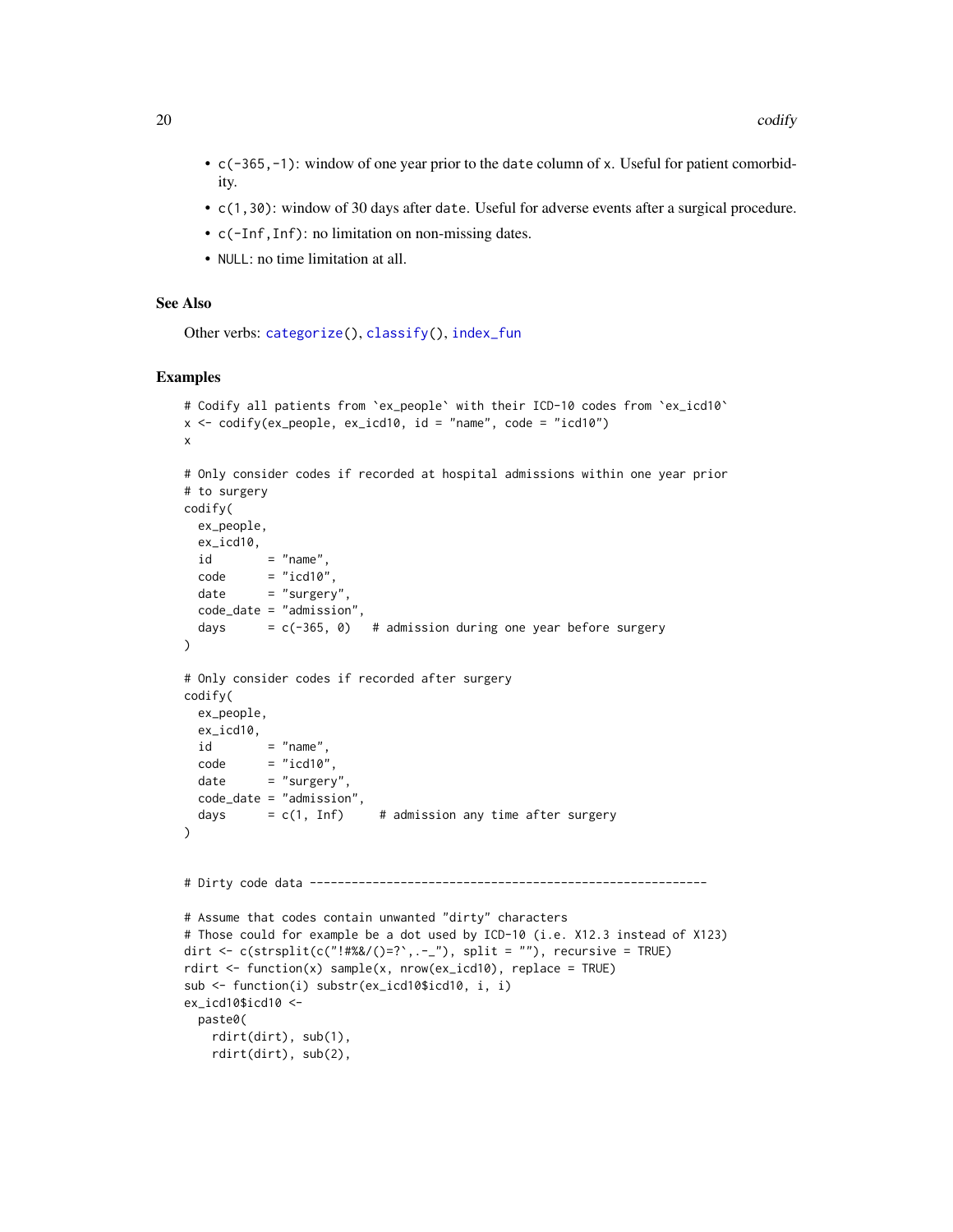- `c(-365,-1)`: window of one year prior to the `date` column of `x`. Useful for patient comorbidity.
- `c(1,30)`: window of 30 days after `date`. Useful for adverse events after a surgical procedure.
- `c(-Inf,Inf)`: no limitation on non-missing dates.
- `NULL`: no time limitation at all.

## See Also

Other verbs: `categorize()`, `classify()`, `index_fun`

## Examples

```
# Codify all patients from `ex_people` with their ICD-10 codes from `ex_icd10`
x <- codify(ex_people, ex_icd10, id = "name", code = "icd10")
x

# Only consider codes if recorded at hospital admissions within one year prior
# to surgery
codify(
  ex_people,
  ex_icd10,
  id        = "name",
  code      = "icd10",
  date      = "surgery",
  code_date = "admission",
  days      = c(-365, 0)   # admission during one year before surgery
)

# Only consider codes if recorded after surgery
codify(
  ex_people,
  ex_icd10,
  id        = "name",
  code      = "icd10",
  date      = "surgery",
  code_date = "admission",
  days      = c(1, Inf)     # admission any time after surgery
)


# Dirty code data ---------------------------------------------------------

# Assume that codes contain unwanted "dirty" characters
# Those could for example be a dot used by ICD-10 (i.e. X12.3 instead of X123)
dirt <- c(strsplit(c("!#%&/()=?`,.-_"), split = ""), recursive = TRUE)
rdirt <- function(x) sample(x, nrow(ex_icd10), replace = TRUE)
sub <- function(i) substr(ex_icd10$icd10, i, i)
ex_icd10$icd10 <-
  paste0(
    rdirt(dirt), sub(1),
    rdirt(dirt), sub(2),
```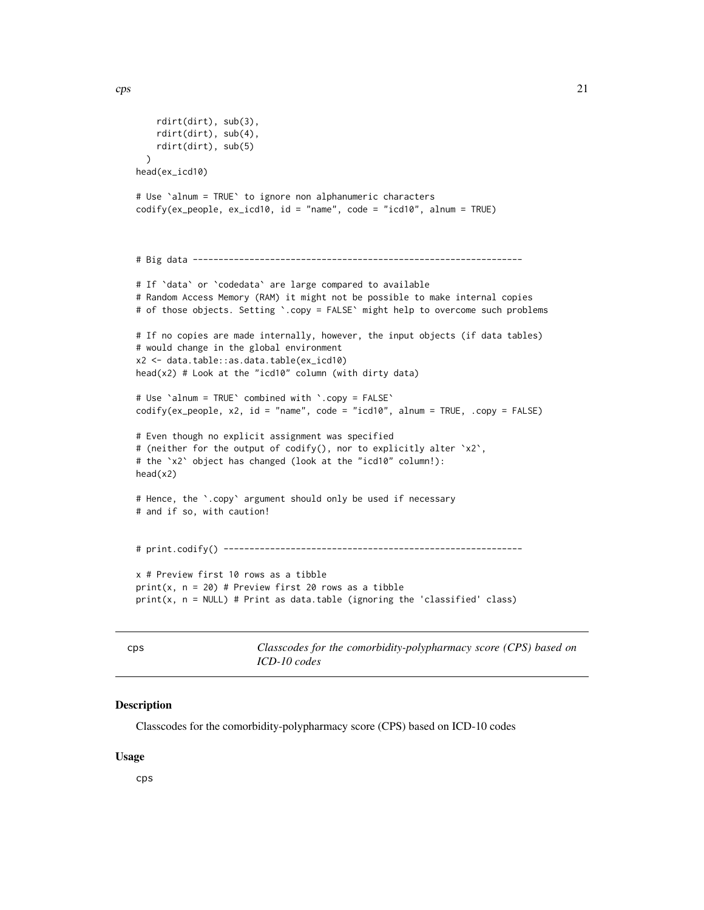```
    rdirt(dirt), sub(3),
    rdirt(dirt), sub(4),
    rdirt(dirt), sub(5)
  )
head(ex_icd10)

# Use `alnum = TRUE` to ignore non alphanumeric characters
codify(ex_people, ex_icd10, id = "name", code = "icd10", alnum = TRUE)



# Big data ---------------------------------------------------------------

# If `data` or `codedata` are large compared to available
# Random Access Memory (RAM) it might not be possible to make internal copies
# of those objects. Setting `.copy = FALSE` might help to overcome such problems

# If no copies are made internally, however, the input objects (if data tables)
# would change in the global environment
x2 <- data.table::as.data.table(ex_icd10)
head(x2) # Look at the "icd10" column (with dirty data)

# Use `alnum = TRUE` combined with `.copy = FALSE`
codify(ex_people, x2, id = "name", code = "icd10", alnum = TRUE, .copy = FALSE)

# Even though no explicit assignment was specified
# (neither for the output of codify(), nor to explicitly alter `x2`,
# the `x2` object has changed (look at the "icd10" column!):
head(x2)

# Hence, the `.copy` argument should only be used if necessary
# and if so, with caution!


# print.codify() ---------------------------------------------------------

x # Preview first 10 rows as a tibble
print(x, n = 20) # Preview first 20 rows as a tibble
print(x, n = NULL) # Print as data.table (ignoring the 'classified' class)
```

## cps — *Classcodes for the comorbidity-polypharmacy score (CPS) based on ICD-10 codes*

### Description

Classcodes for the comorbidity-polypharmacy score (CPS) based on ICD-10 codes

### Usage

```
cps
```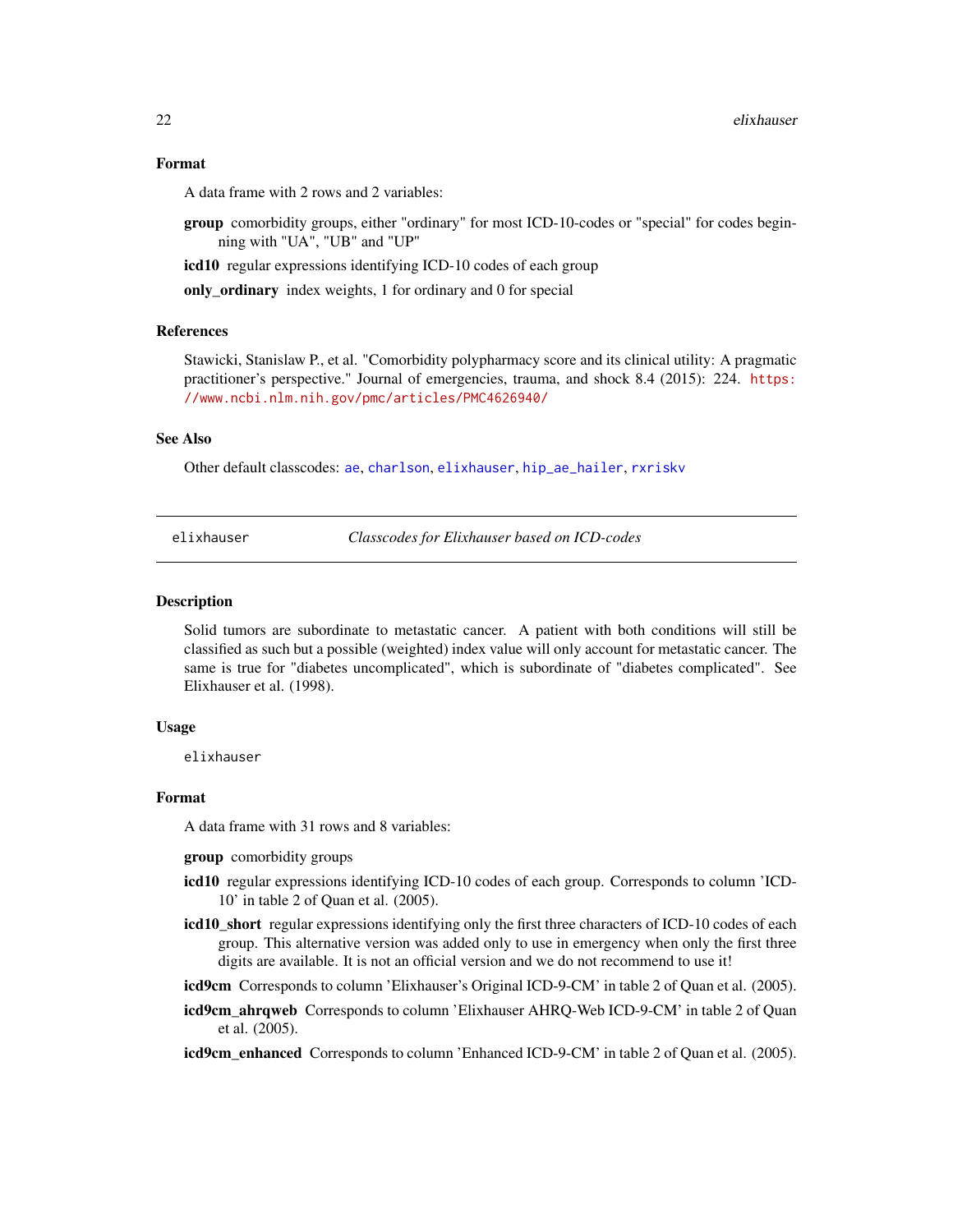### Format

A data frame with 2 rows and 2 variables:

**group** comorbidity groups, either "ordinary" for most ICD-10-codes or "special" for codes beginning with "UA", "UB" and "UP"

**icd10** regular expressions identifying ICD-10 codes of each group

**only_ordinary** index weights, 1 for ordinary and 0 for special

### References

Stawicki, Stanislaw P., et al. "Comorbidity polypharmacy score and its clinical utility: A pragmatic practitioner's perspective." Journal of emergencies, trauma, and shock 8.4 (2015): 224. https://www.ncbi.nlm.nih.gov/pmc/articles/PMC4626940/

### See Also

Other default classcodes: ae, charlson, elixhauser, hip_ae_hailer, rxriskv

---

## elixhauser — *Classcodes for Elixhauser based on ICD-codes*

### Description

Solid tumors are subordinate to metastatic cancer. A patient with both conditions will still be classified as such but a possible (weighted) index value will only account for metastatic cancer. The same is true for "diabetes uncomplicated", which is subordinate of "diabetes complicated". See Elixhauser et al. (1998).

### Usage

```
elixhauser
```

### Format

A data frame with 31 rows and 8 variables:

**group** comorbidity groups

**icd10** regular expressions identifying ICD-10 codes of each group. Corresponds to column 'ICD-10' in table 2 of Quan et al. (2005).

**icd10_short** regular expressions identifying only the first three characters of ICD-10 codes of each group. This alternative version was added only to use in emergency when only the first three digits are available. It is not an official version and we do not recommend to use it!

**icd9cm** Corresponds to column 'Elixhauser's Original ICD-9-CM' in table 2 of Quan et al. (2005).

**icd9cm_ahrqweb** Corresponds to column 'Elixhauser AHRQ-Web ICD-9-CM' in table 2 of Quan et al. (2005).

**icd9cm_enhanced** Corresponds to column 'Enhanced ICD-9-CM' in table 2 of Quan et al. (2005).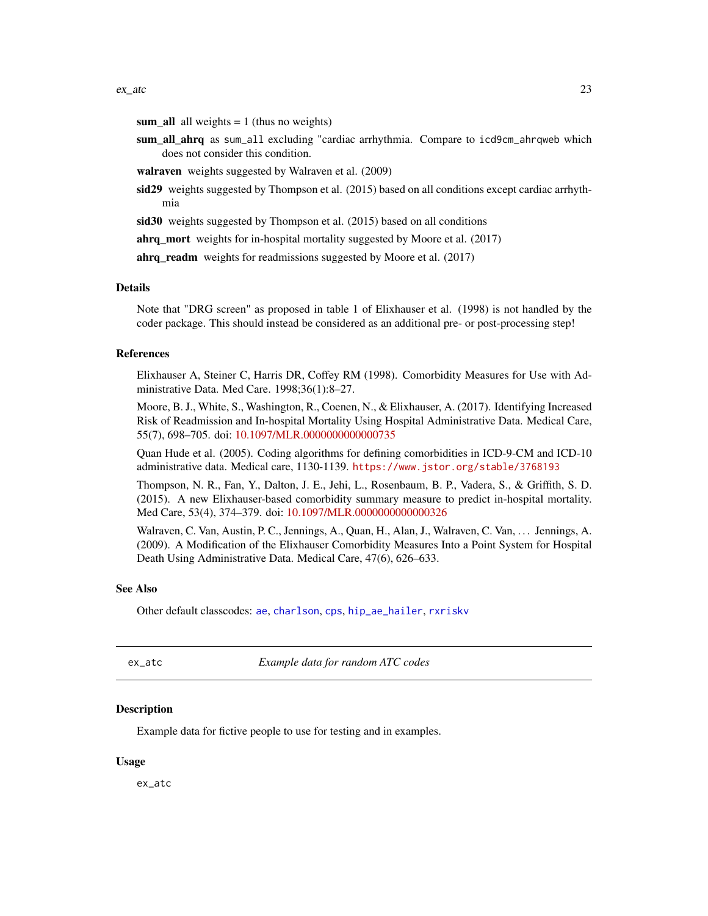**sum_all** all weights = 1 (thus no weights)

**sum_all_ahrq** as `sum_all` excluding "cardiac arrhythmia. Compare to `icd9cm_ahrqweb` which does not consider this condition.

**walraven** weights suggested by Walraven et al. (2009)

**sid29** weights suggested by Thompson et al. (2015) based on all conditions except cardiac arrhythmia

**sid30** weights suggested by Thompson et al. (2015) based on all conditions

**ahrq_mort** weights for in-hospital mortality suggested by Moore et al. (2017)

**ahrq_readm** weights for readmissions suggested by Moore et al. (2017)

### Details

Note that "DRG screen" as proposed in table 1 of Elixhauser et al. (1998) is not handled by the coder package. This should instead be considered as an additional pre- or post-processing step!

### References

Elixhauser A, Steiner C, Harris DR, Coffey RM (1998). Comorbidity Measures for Use with Administrative Data. Med Care. 1998;36(1):8–27.

Moore, B. J., White, S., Washington, R., Coenen, N., & Elixhauser, A. (2017). Identifying Increased Risk of Readmission and In-hospital Mortality Using Hospital Administrative Data. Medical Care, 55(7), 698–705. doi: 10.1097/MLR.0000000000000735

Quan Hude et al. (2005). Coding algorithms for defining comorbidities in ICD-9-CM and ICD-10 administrative data. Medical care, 1130-1139. `https://www.jstor.org/stable/3768193`

Thompson, N. R., Fan, Y., Dalton, J. E., Jehi, L., Rosenbaum, B. P., Vadera, S., & Griffith, S. D. (2015). A new Elixhauser-based comorbidity summary measure to predict in-hospital mortality. Med Care, 53(4), 374–379. doi: 10.1097/MLR.0000000000000326

Walraven, C. Van, Austin, P. C., Jennings, A., Quan, H., Alan, J., Walraven, C. Van, ... Jennings, A. (2009). A Modification of the Elixhauser Comorbidity Measures Into a Point System for Hospital Death Using Administrative Data. Medical Care, 47(6), 626–633.

### See Also

Other default classcodes: `ae`, `charlson`, `cps`, `hip_ae_hailer`, `rxriskv`

---

## ex_atc — *Example data for random ATC codes*

---

### Description

Example data for fictive people to use for testing and in examples.

### Usage

```
ex_atc
```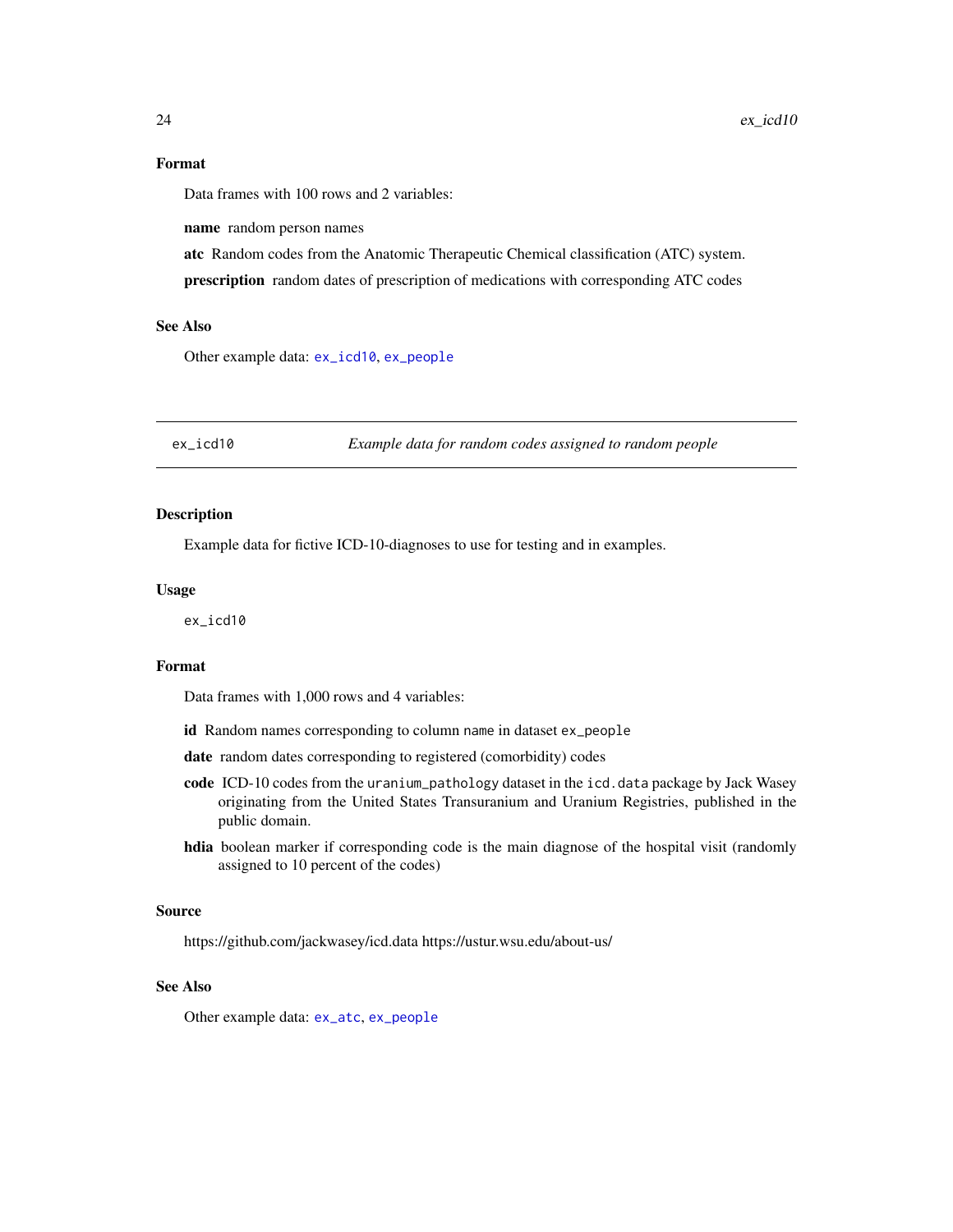### Format

Data frames with 100 rows and 2 variables:

**name** random person names

**atc** Random codes from the Anatomic Therapeutic Chemical classification (ATC) system.

**prescription** random dates of prescription of medications with corresponding ATC codes

### See Also

Other example data: `ex_icd10`, `ex_people`

---

## `ex_icd10` *Example data for random codes assigned to random people*

---

### Description

Example data for fictive ICD-10-diagnoses to use for testing and in examples.

### Usage

```
ex_icd10
```

### Format

Data frames with 1,000 rows and 4 variables:

**id** Random names corresponding to column `name` in dataset `ex_people`

**date** random dates corresponding to registered (comorbidity) codes

**code** ICD-10 codes from the `uranium_pathology` dataset in the `icd.data` package by Jack Wasey originating from the United States Transuranium and Uranium Registries, published in the public domain.

**hdia** boolean marker if corresponding code is the main diagnose of the hospital visit (randomly assigned to 10 percent of the codes)

### Source

https://github.com/jackwasey/icd.data https://ustur.wsu.edu/about-us/

### See Also

Other example data: `ex_atc`, `ex_people`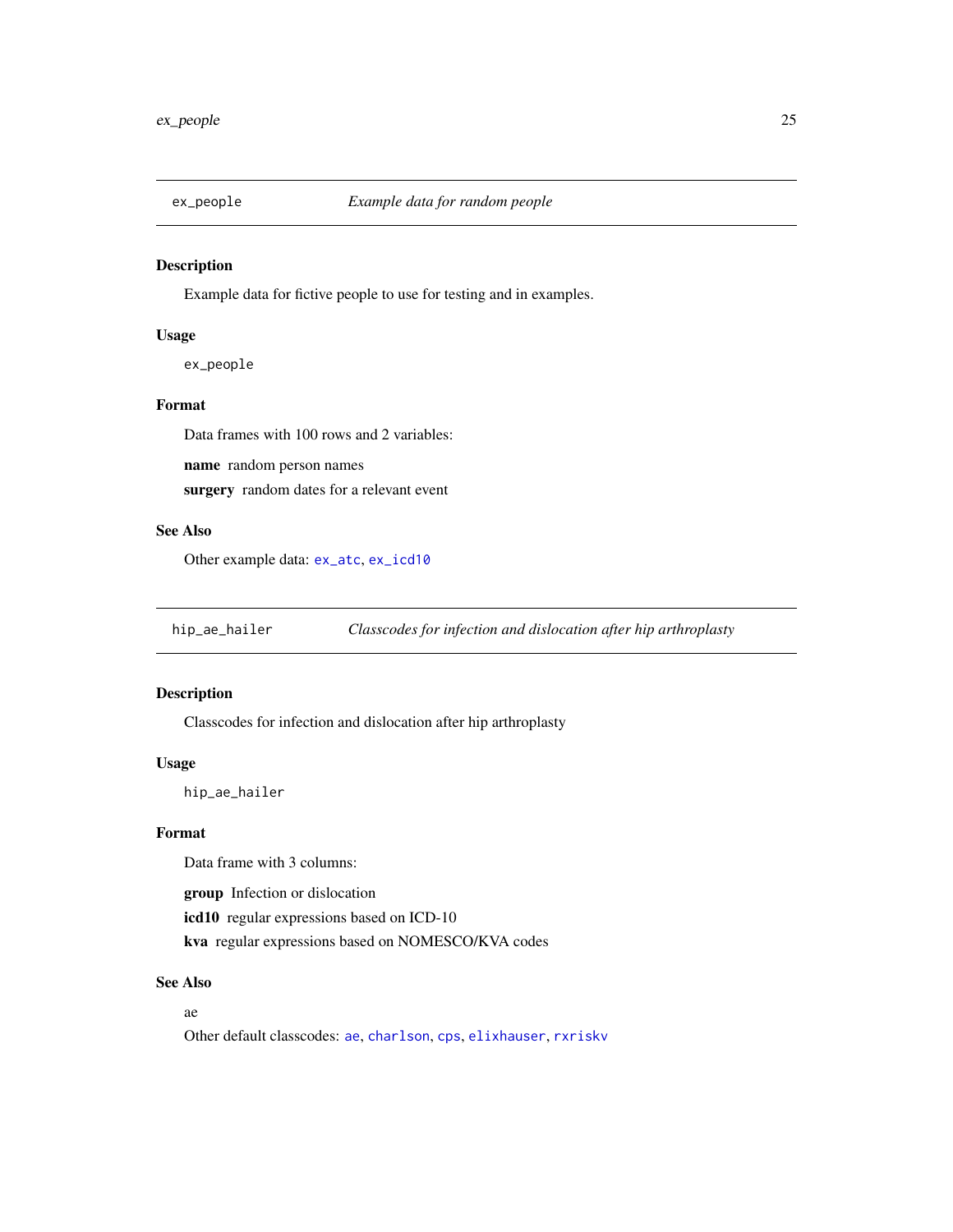## ex_people — *Example data for random people*

### Description

Example data for fictive people to use for testing and in examples.

### Usage

```
ex_people
```

### Format

Data frames with 100 rows and 2 variables:

**name** random person names

**surgery** random dates for a relevant event

### See Also

Other example data: `ex_atc`, `ex_icd10`

## hip_ae_hailer — *Classcodes for infection and dislocation after hip arthroplasty*

### Description

Classcodes for infection and dislocation after hip arthroplasty

### Usage

```
hip_ae_hailer
```

### Format

Data frame with 3 columns:

**group** Infection or dislocation

**icd10** regular expressions based on ICD-10

**kva** regular expressions based on NOMESCO/KVA codes

### See Also

ae

Other default classcodes: `ae`, `charlson`, `cps`, `elixhauser`, `rxriskv`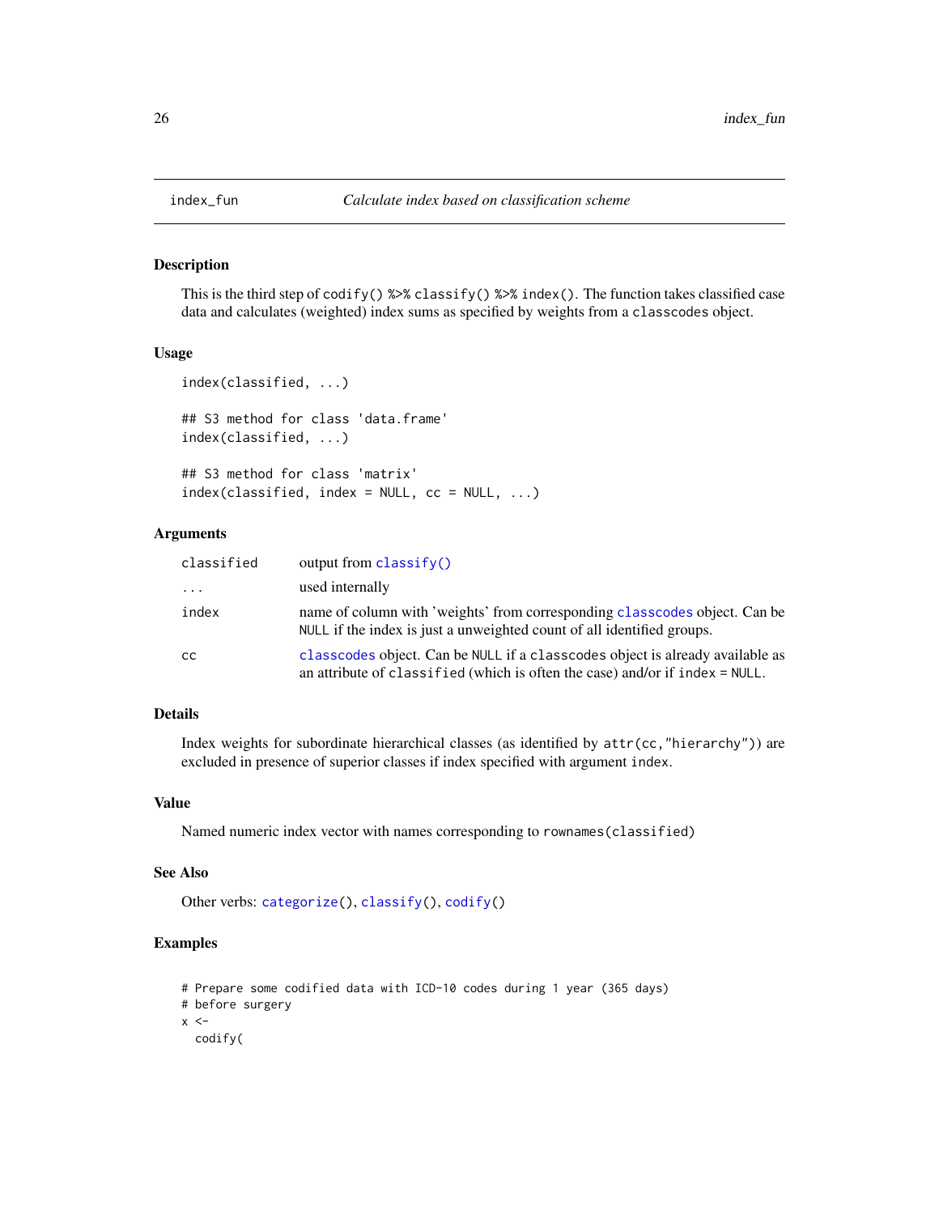## index_fun — *Calculate index based on classification scheme*

### Description

This is the third step of `codify() %>% classify() %>% index()`. The function takes classified case data and calculates (weighted) index sums as specified by weights from a `classcodes` object.

### Usage

```
index(classified, ...)

## S3 method for class 'data.frame'
index(classified, ...)

## S3 method for class 'matrix'
index(classified, index = NULL, cc = NULL, ...)
```

### Arguments

| | |
|---|---|
| `classified` | output from `classify()` |
| `...` | used internally |
| `index` | name of column with 'weights' from corresponding `classcodes` object. Can be `NULL` if the index is just a unweighted count of all identified groups. |
| `cc` | `classcodes` object. Can be `NULL` if a `classcodes` object is already available as an attribute of `classified` (which is often the case) and/or if `index = NULL`. |

### Details

Index weights for subordinate hierarchical classes (as identified by `attr(cc,"hierarchy")`) are excluded in presence of superior classes if index specified with argument `index`.

### Value

Named numeric index vector with names corresponding to `rownames(classified)`

### See Also

Other verbs: `categorize()`, `classify()`, `codify()`

### Examples

```
# Prepare some codified data with ICD-10 codes during 1 year (365 days)
# before surgery
x <-
  codify(
```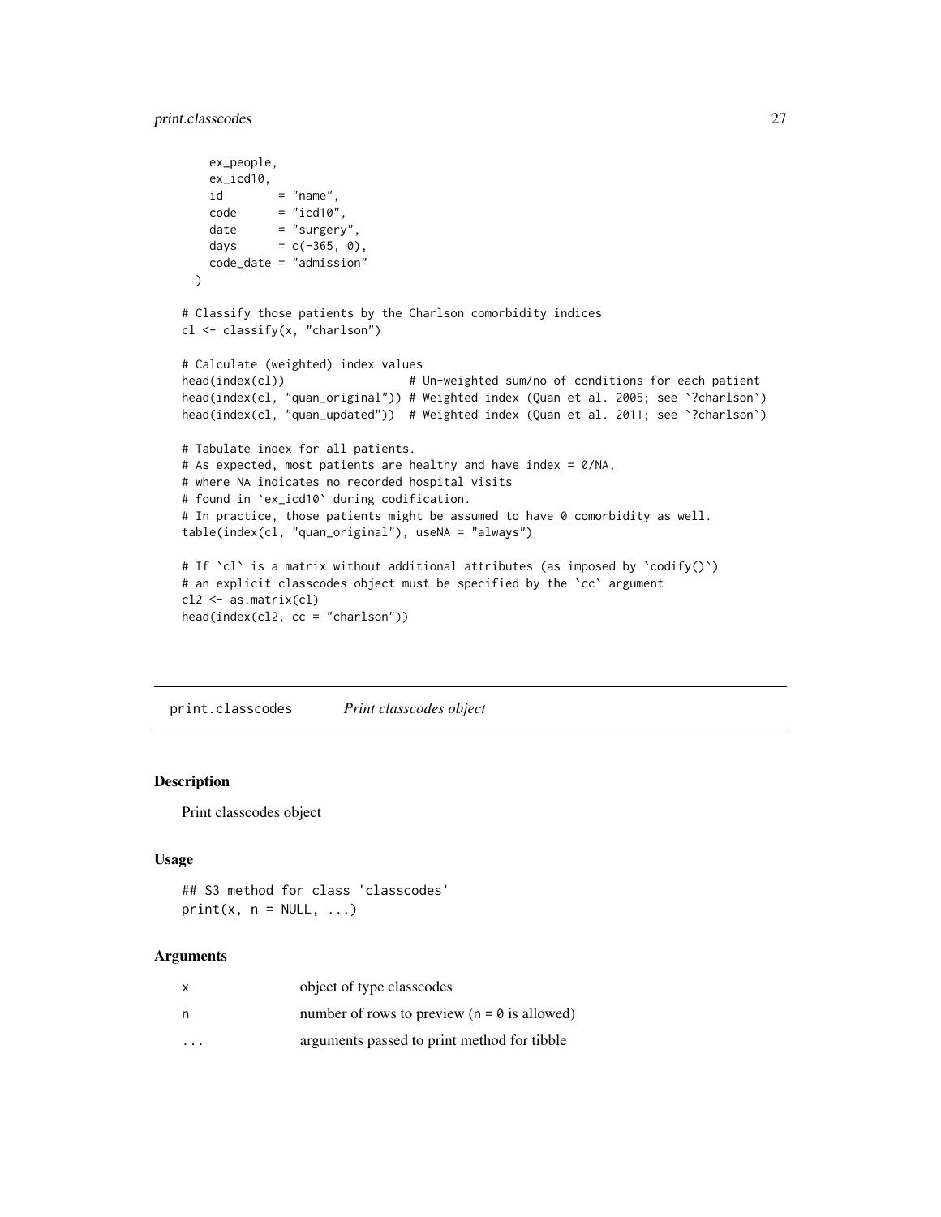```
    ex_people,
    ex_icd10,
    id        = "name",
    code      = "icd10",
    date      = "surgery",
    days      = c(-365, 0),
    code_date = "admission"
  )

# Classify those patients by the Charlson comorbidity indices
cl <- classify(x, "charlson")

# Calculate (weighted) index values
head(index(cl))                  # Un-weighted sum/no of conditions for each patient
head(index(cl, "quan_original")) # Weighted index (Quan et al. 2005; see `?charlson`)
head(index(cl, "quan_updated"))  # Weighted index (Quan et al. 2011; see `?charlson`)

# Tabulate index for all patients.
# As expected, most patients are healthy and have index = 0/NA,
# where NA indicates no recorded hospital visits
# found in `ex_icd10` during codification.
# In practice, those patients might be assumed to have 0 comorbidity as well.
table(index(cl, "quan_original"), useNA = "always")

# If `cl` is a matrix without additional attributes (as imposed by `codify()`)
# an explicit classcodes object must be specified by the `cc` argument
cl2 <- as.matrix(cl)
head(index(cl2, cc = "charlson"))
```

## print.classcodes — *Print classcodes object*

### Description

Print classcodes object

### Usage

```
## S3 method for class 'classcodes'
print(x, n = NULL, ...)
```

### Arguments

| | |
|---|---|
| x | object of type classcodes |
| n | number of rows to preview (n = 0 is allowed) |
| ... | arguments passed to print method for tibble |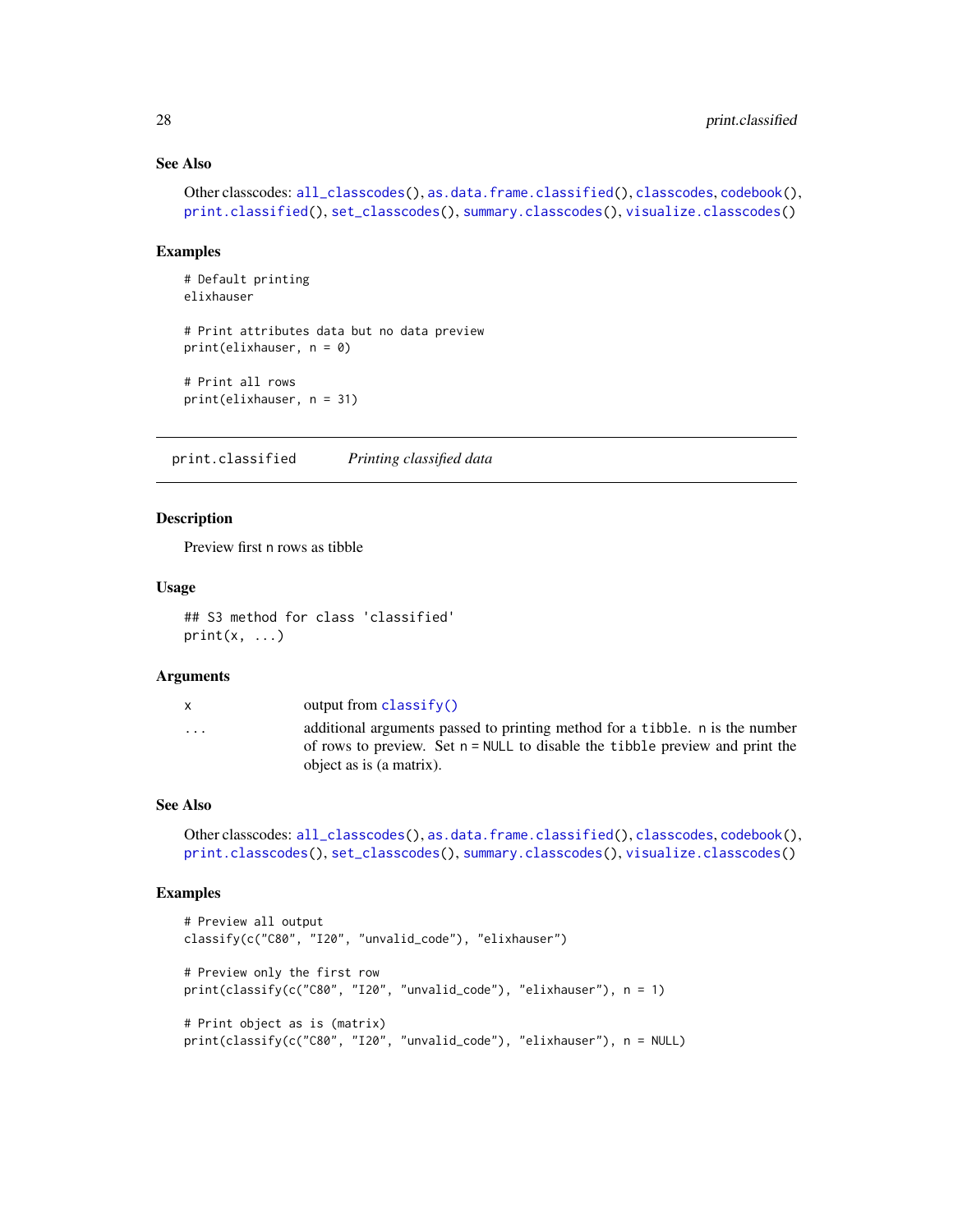### See Also

Other classcodes: all_classcodes(), as.data.frame.classified(), classcodes, codebook(), print.classified(), set_classcodes(), summary.classcodes(), visualize.classcodes()

### Examples

```
# Default printing
elixhauser

# Print attributes data but no data preview
print(elixhauser, n = 0)

# Print all rows
print(elixhauser, n = 31)
```

---

## print.classified    *Printing classified data*

---

### Description

Preview first n rows as tibble

### Usage

```
## S3 method for class 'classified'
print(x, ...)
```

### Arguments

| | |
|---|---|
| x | output from classify() |
| ... | additional arguments passed to printing method for a tibble. n is the number of rows to preview. Set n = NULL to disable the tibble preview and print the object as is (a matrix). |

### See Also

Other classcodes: all_classcodes(), as.data.frame.classified(), classcodes, codebook(), print.classcodes(), set_classcodes(), summary.classcodes(), visualize.classcodes()

### Examples

```
# Preview all output
classify(c("C80", "I20", "unvalid_code"), "elixhauser")

# Preview only the first row
print(classify(c("C80", "I20", "unvalid_code"), "elixhauser"), n = 1)

# Print object as is (matrix)
print(classify(c("C80", "I20", "unvalid_code"), "elixhauser"), n = NULL)
```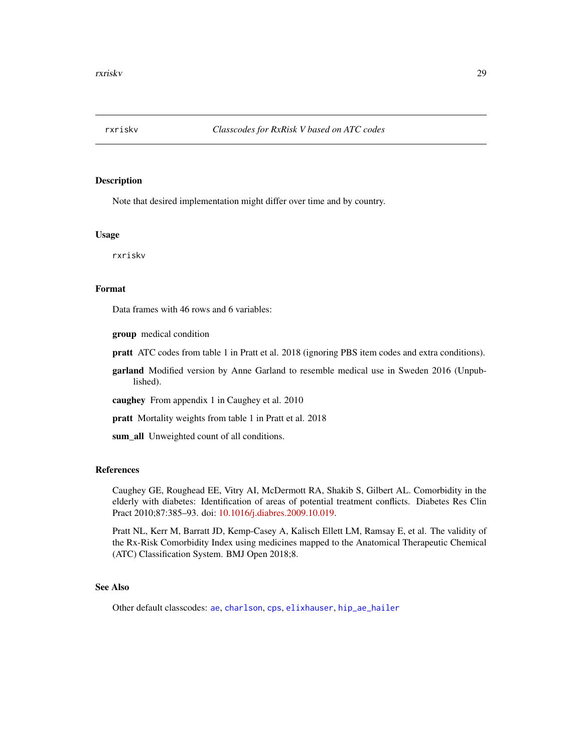`rxriskv` *Classcodes for RxRisk V based on ATC codes*

## Description

Note that desired implementation might differ over time and by country.

## Usage

```
rxriskv
```

## Format

Data frames with 46 rows and 6 variables:

**group** medical condition

**pratt** ATC codes from table 1 in Pratt et al. 2018 (ignoring PBS item codes and extra conditions).

**garland** Modified version by Anne Garland to resemble medical use in Sweden 2016 (Unpublished).

**caughey** From appendix 1 in Caughey et al. 2010

**pratt** Mortality weights from table 1 in Pratt et al. 2018

**sum_all** Unweighted count of all conditions.

## References

Caughey GE, Roughead EE, Vitry AI, McDermott RA, Shakib S, Gilbert AL. Comorbidity in the elderly with diabetes: Identification of areas of potential treatment conflicts. Diabetes Res Clin Pract 2010;87:385–93. doi: 10.1016/j.diabres.2009.10.019.

Pratt NL, Kerr M, Barratt JD, Kemp-Casey A, Kalisch Ellett LM, Ramsay E, et al. The validity of the Rx-Risk Comorbidity Index using medicines mapped to the Anatomical Therapeutic Chemical (ATC) Classification System. BMJ Open 2018;8.

## See Also

Other default classcodes: `ae`, `charlson`, `cps`, `elixhauser`, `hip_ae_hailer`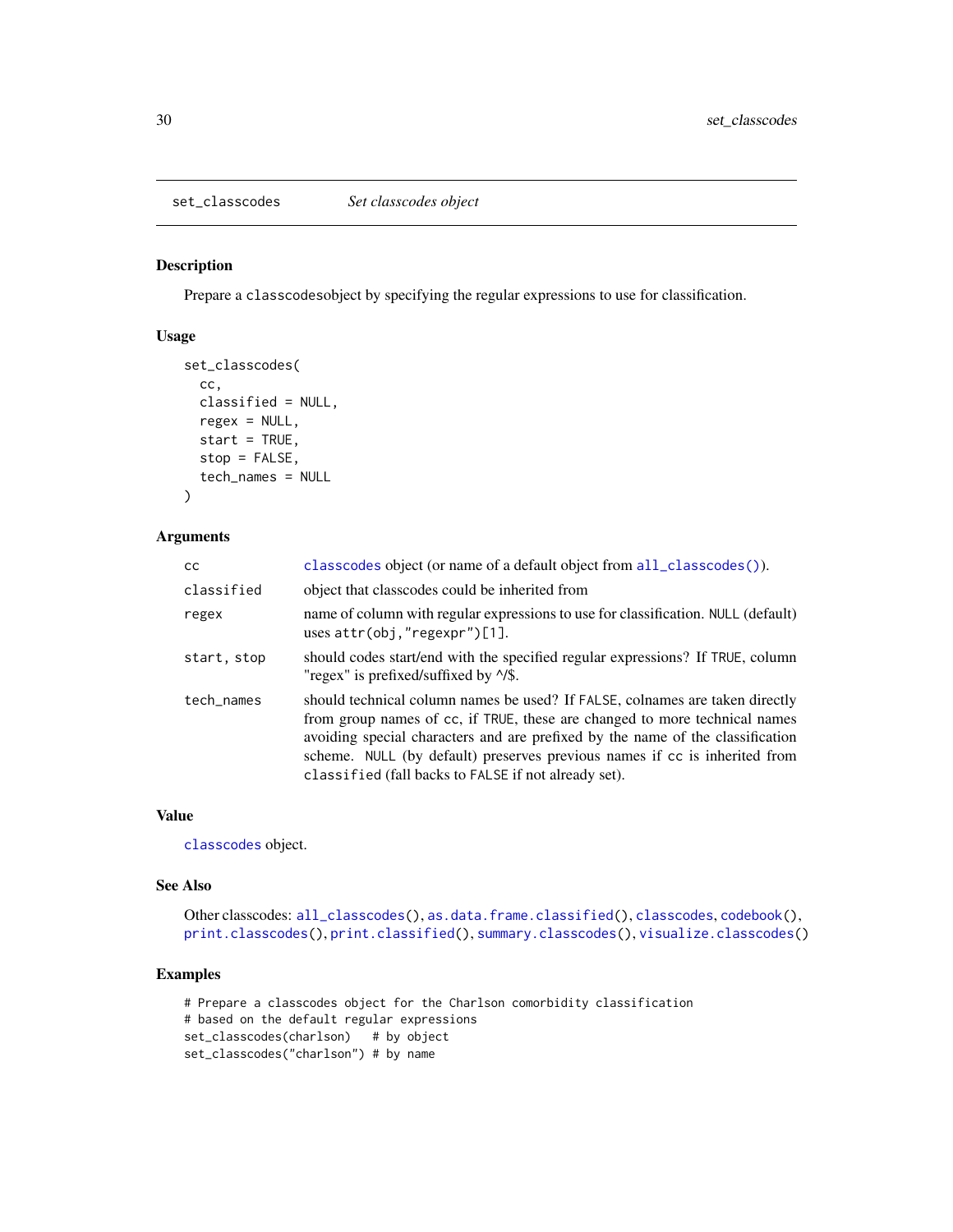## set_classcodes — *Set classcodes object*

### Description

Prepare a classcodesobject by specifying the regular expressions to use for classification.

### Usage

```
set_classcodes(
  cc,
  classified = NULL,
  regex = NULL,
  start = TRUE,
  stop = FALSE,
  tech_names = NULL
)
```

### Arguments

| | |
|---|---|
| cc | classcodes object (or name of a default object from all_classcodes()). |
| classified | object that classcodes could be inherited from |
| regex | name of column with regular expressions to use for classification. NULL (default) uses attr(obj,"regexpr")[1]. |
| start, stop | should codes start/end with the specified regular expressions? If TRUE, column "regex" is prefixed/suffixed by ^/$. |
| tech_names | should technical column names be used? If FALSE, colnames are taken directly from group names of cc, if TRUE, these are changed to more technical names avoiding special characters and are prefixed by the name of the classification scheme. NULL (by default) preserves previous names if cc is inherited from classified (fall backs to FALSE if not already set). |

### Value

classcodes object.

### See Also

Other classcodes: all_classcodes(), as.data.frame.classified(), classcodes, codebook(), print.classcodes(), print.classified(), summary.classcodes(), visualize.classcodes()

### Examples

```
# Prepare a classcodes object for the Charlson comorbidity classification
# based on the default regular expressions
set_classcodes(charlson)   # by object
set_classcodes("charlson") # by name
```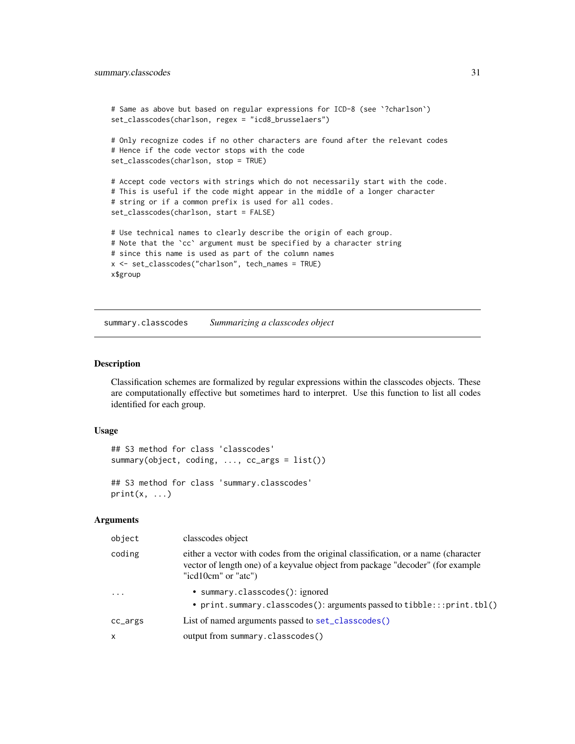```
# Same as above but based on regular expressions for ICD-8 (see `?charlson`)
set_classcodes(charlson, regex = "icd8_brusselaers")

# Only recognize codes if no other characters are found after the relevant codes
# Hence if the code vector stops with the code
set_classcodes(charlson, stop = TRUE)

# Accept code vectors with strings which do not necessarily start with the code.
# This is useful if the code might appear in the middle of a longer character
# string or if a common prefix is used for all codes.
set_classcodes(charlson, start = FALSE)

# Use technical names to clearly describe the origin of each group.
# Note that the `cc` argument must be specified by a character string
# since this name is used as part of the column names
x <- set_classcodes("charlson", tech_names = TRUE)
x$group
```

---

## summary.classcodes — *Summarizing a classcodes object*

---

### Description

Classification schemes are formalized by regular expressions within the classcodes objects. These are computationally effective but sometimes hard to interpret. Use this function to list all codes identified for each group.

### Usage

```
## S3 method for class 'classcodes'
summary(object, coding, ..., cc_args = list())

## S3 method for class 'summary.classcodes'
print(x, ...)
```

### Arguments

| | |
|---|---|
| `object` | classcodes object |
| `coding` | either a vector with codes from the original classification, or a name (character vector of length one) of a keyvalue object from package "decoder" (for example "icd10cm" or "atc") |
| `...` | • `summary.classcodes()`: ignored<br>• `print.summary.classcodes()`: arguments passed to `tibble:::print.tbl()` |
| `cc_args` | List of named arguments passed to `set_classcodes()` |
| `x` | output from `summary.classcodes()` |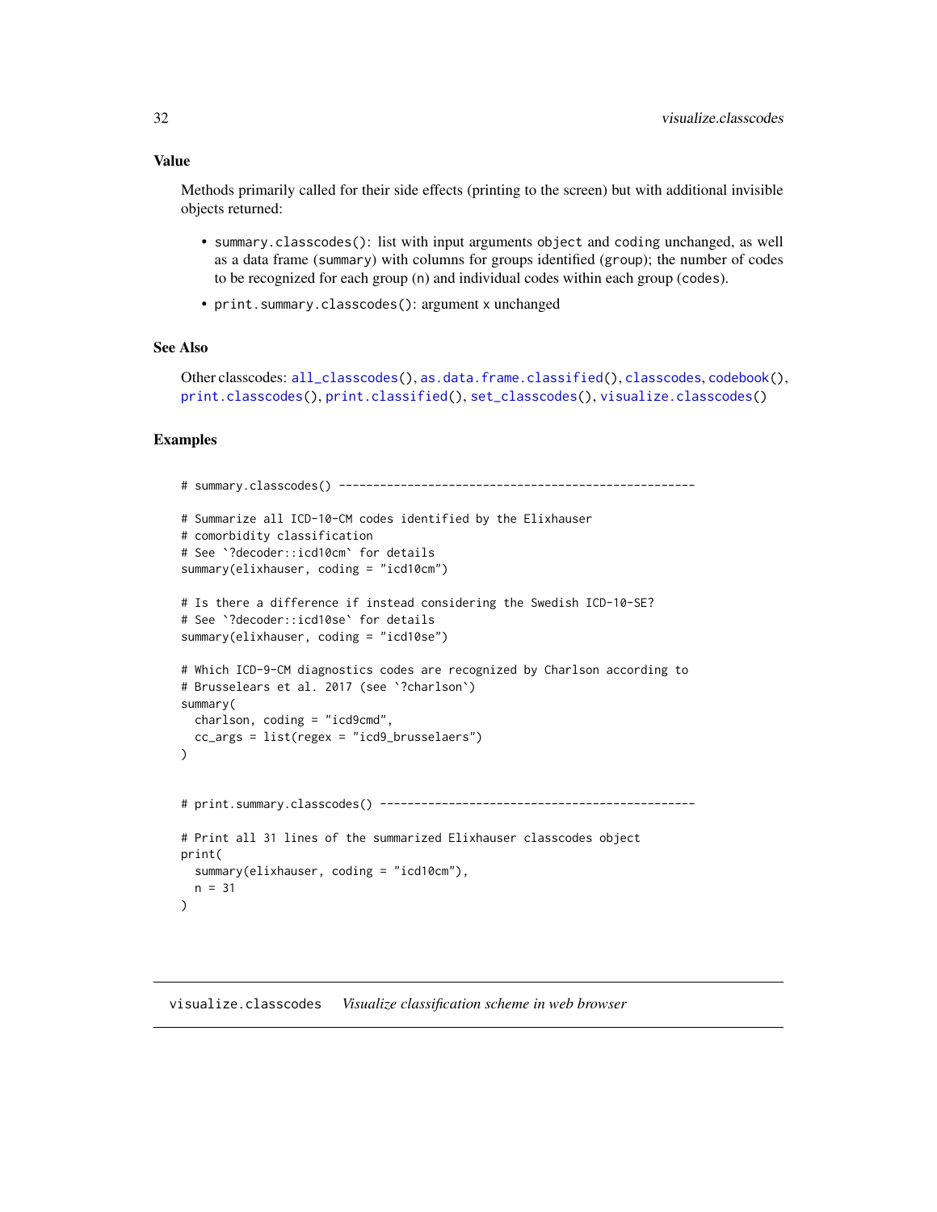## Value

Methods primarily called for their side effects (printing to the screen) but with additional invisible objects returned:

- `summary.classcodes()`: list with input arguments `object` and `coding` unchanged, as well as a data frame (`summary`) with columns for groups identified (`group`); the number of codes to be recognized for each group (`n`) and individual codes within each group (`codes`).
- `print.summary.classcodes()`: argument `x` unchanged

## See Also

Other classcodes: `all_classcodes()`, `as.data.frame.classified()`, `classcodes`, `codebook()`, `print.classcodes()`, `print.classified()`, `set_classcodes()`, `visualize.classcodes()`

## Examples

```
# summary.classcodes() ---------------------------------------------------

# Summarize all ICD-10-CM codes identified by the Elixhauser
# comorbidity classification
# See `?decoder::icd10cm` for details
summary(elixhauser, coding = "icd10cm")

# Is there a difference if instead considering the Swedish ICD-10-SE?
# See `?decoder::icd10se` for details
summary(elixhauser, coding = "icd10se")

# Which ICD-9-CM diagnostics codes are recognized by Charlson according to
# Brusselears et al. 2017 (see `?charlson`)
summary(
  charlson, coding = "icd9cmd",
  cc_args = list(regex = "icd9_brusselaers")
)


# print.summary.classcodes() ---------------------------------------------

# Print all 31 lines of the summarized Elixhauser classcodes object
print(
  summary(elixhauser, coding = "icd10cm"),
  n = 31
)
```

---

# visualize.classcodes *Visualize classification scheme in web browser*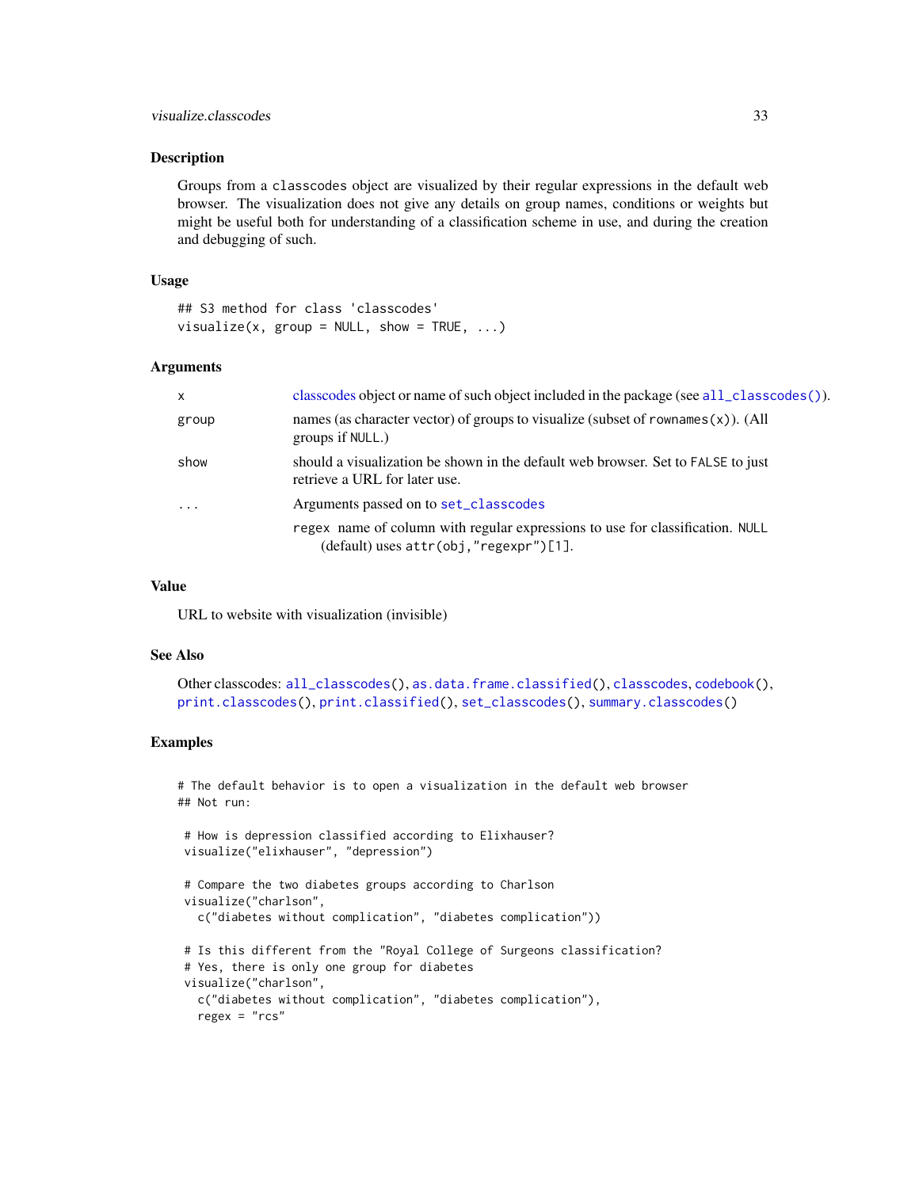## Description

Groups from a `classcodes` object are visualized by their regular expressions in the default web browser. The visualization does not give any details on group names, conditions or weights but might be useful both for understanding of a classification scheme in use, and during the creation and debugging of such.

## Usage

```
## S3 method for class 'classcodes'
visualize(x, group = NULL, show = TRUE, ...)
```

## Arguments

| | |
|---|---|
| `x` | classcodes object or name of such object included in the package (see `all_classcodes()`). |
| `group` | names (as character vector) of groups to visualize (subset of `rownames(x)`). (All groups if `NULL`.) |
| `show` | should a visualization be shown in the default web browser. Set to `FALSE` to just retrieve a URL for later use. |
| `...` | Arguments passed on to `set_classcodes`<br>`regex` name of column with regular expressions to use for classification. `NULL` (default) uses `attr(obj,"regexpr")[1]`. |

## Value

URL to website with visualization (invisible)

## See Also

Other classcodes: `all_classcodes()`, `as.data.frame.classified()`, `classcodes`, `codebook()`, `print.classcodes()`, `print.classified()`, `set_classcodes()`, `summary.classcodes()`

## Examples

```
# The default behavior is to open a visualization in the default web browser
## Not run:

 # How is depression classified according to Elixhauser?
 visualize("elixhauser", "depression")

 # Compare the two diabetes groups according to Charlson
 visualize("charlson",
   c("diabetes without complication", "diabetes complication"))

 # Is this different from the "Royal College of Surgeons classification?
 # Yes, there is only one group for diabetes
 visualize("charlson",
   c("diabetes without complication", "diabetes complication"),
   regex = "rcs"
```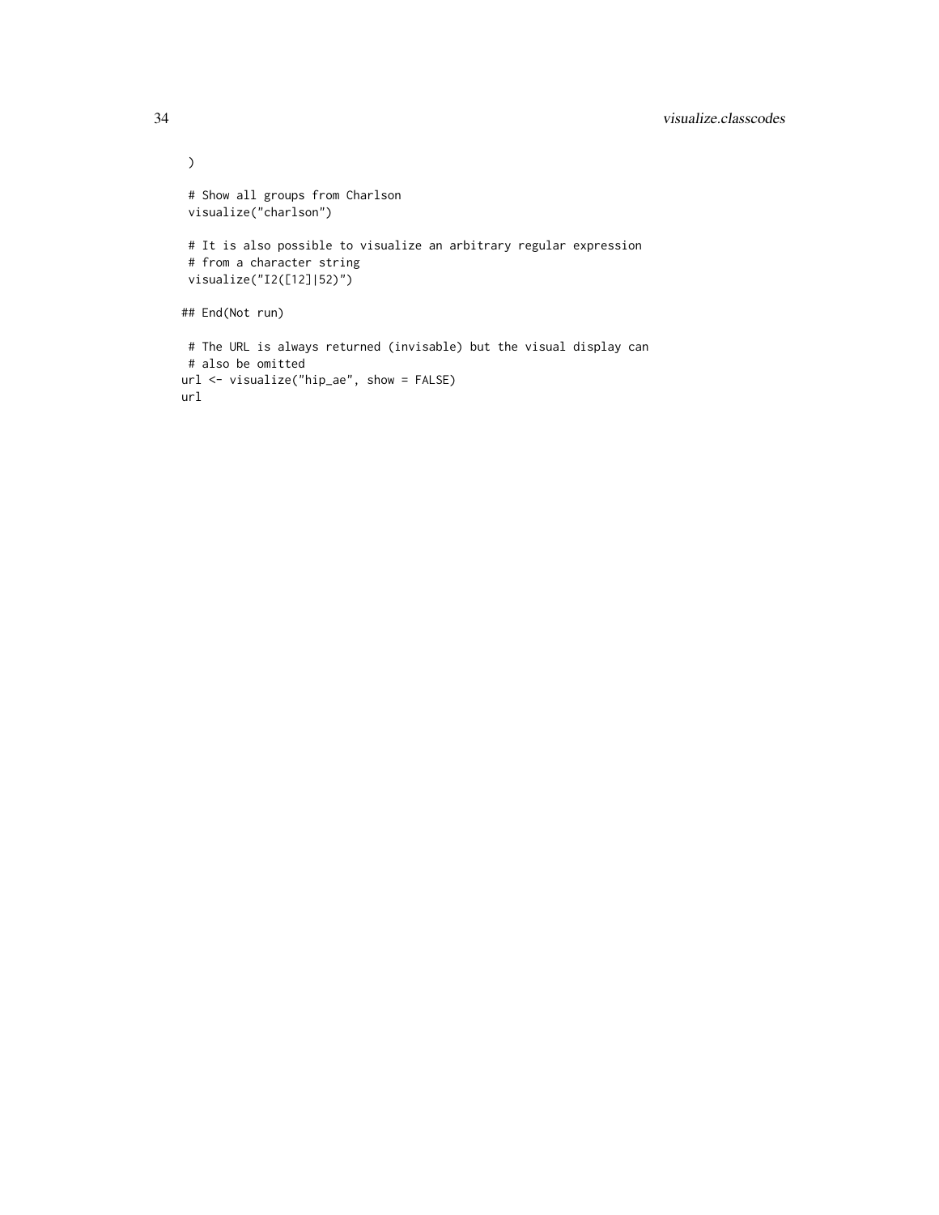```
 )

 # Show all groups from Charlson
 visualize("charlson")

 # It is also possible to visualize an arbitrary regular expression
 # from a character string
 visualize("I2([12]|52)")

## End(Not run)

 # The URL is always returned (invisable) but the visual display can
 # also be omitted
url <- visualize("hip_ae", show = FALSE)
url
```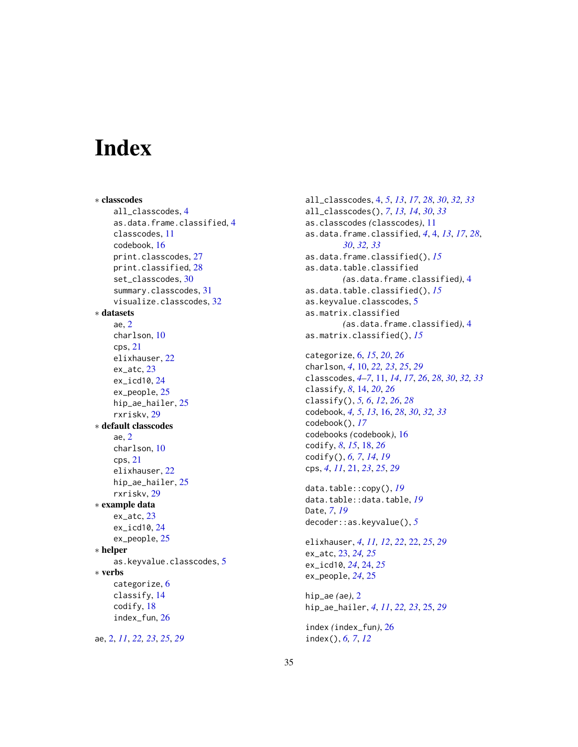# Index

* **classcodes**
    - all_classcodes, 4
    - as.data.frame.classified, 4
    - classcodes, 11
    - codebook, 16
    - print.classcodes, 27
    - print.classified, 28
    - set_classcodes, 30
    - summary.classcodes, 31
    - visualize.classcodes, 32
* **datasets**
    - ae, 2
    - charlson, 10
    - cps, 21
    - elixhauser, 22
    - ex_atc, 23
    - ex_icd10, 24
    - ex_people, 25
    - hip_ae_hailer, 25
    - rxriskv, 29
* **default classcodes**
    - ae, 2
    - charlson, 10
    - cps, 21
    - elixhauser, 22
    - hip_ae_hailer, 25
    - rxriskv, 29
* **example data**
    - ex_atc, 23
    - ex_icd10, 24
    - ex_people, 25
* **helper**
    - as.keyvalue.classcodes, 5
* **verbs**
    - categorize, 6
    - classify, 14
    - codify, 18
    - index_fun, 26

ae, 2, *11*, *22, 23*, *25*, *29*

all_classcodes, 4, *5*, *13*, *17*, *28*, *30*, *32, 33*
all_classcodes(), *7*, *13, 14*, *30*, *33*
as.classcodes *(*classcodes*)*, 11
as.data.frame.classified, *4*, 4, *13*, *17*, *28*, *30*, *32, 33*
as.data.frame.classified(), *15*
as.data.table.classified *(*as.data.frame.classified*)*, 4
as.data.table.classified(), *15*
as.keyvalue.classcodes, 5
as.matrix.classified *(*as.data.frame.classified*)*, 4
as.matrix.classified(), *15*

categorize, 6, *15*, *20*, *26*
charlson, *4*, 10, *22, 23*, *25*, *29*
classcodes, *4–7*, 11, *14*, *17*, *26*, *28*, *30*, *32, 33*
classify, *8*, 14, *20*, *26*
classify(), *5, 6*, *12*, *26*, *28*
codebook, *4, 5*, *13*, 16, *28*, *30*, *32, 33*
codebook(), *17*
codebooks *(*codebook*)*, 16
codify, *8*, *15*, 18, *26*
codify(), *6, 7*, *14*, *19*
cps, *4*, *11*, 21, *23*, *25*, *29*

data.table::copy(), *19*
data.table::data.table, *19*
Date, *7*, *19*
decoder::as.keyvalue(), *5*

elixhauser, *4*, *11, 12*, *22*, 22, *25*, *29*
ex_atc, 23, *24, 25*
ex_icd10, *24*, 24, *25*
ex_people, *24*, 25

hip_ae *(*ae*)*, 2
hip_ae_hailer, *4*, *11*, *22, 23*, 25, *29*

index *(*index_fun*)*, 26
index(), *6, 7*, *12*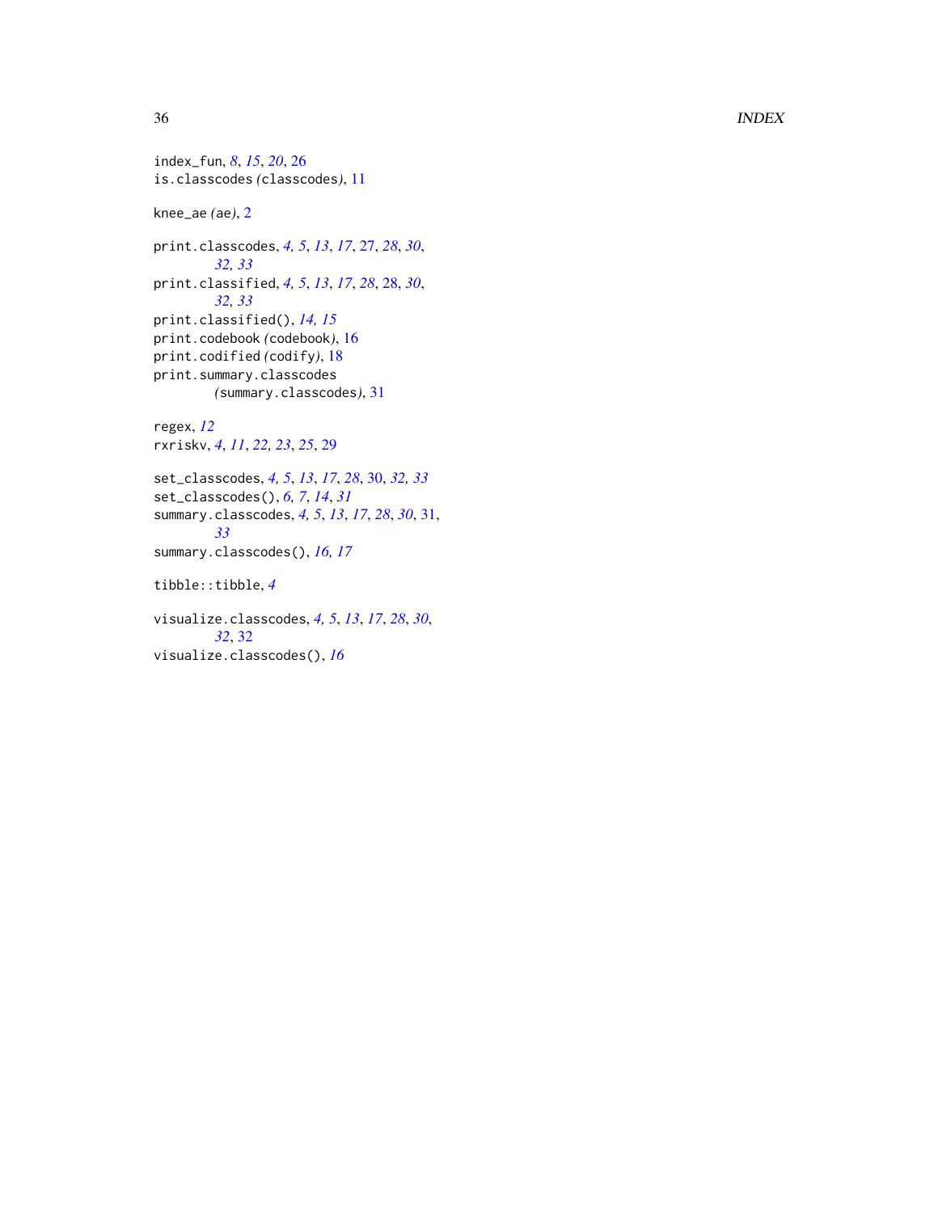index_fun, *8*, *15*, *20*, 26
is.classcodes *(*classcodes*)*, 11

knee_ae *(*ae*)*, 2

print.classcodes, *4, 5*, *13*, *17*, 27, *28*, *30*, *32, 33*
print.classified, *4, 5*, *13*, *17*, *28*, 28, *30*, *32, 33*
print.classified(), *14, 15*
print.codebook *(*codebook*)*, 16
print.codified *(*codify*)*, 18
print.summary.classcodes *(*summary.classcodes*)*, 31

regex, *12*
rxriskv, *4*, *11*, *22, 23*, *25*, 29

set_classcodes, *4, 5*, *13*, *17*, *28*, 30, *32, 33*
set_classcodes(), *6, 7*, *14*, *31*
summary.classcodes, *4, 5*, *13*, *17*, *28*, *30*, 31, *33*
summary.classcodes(), *16, 17*

tibble::tibble, *4*

visualize.classcodes, *4, 5*, *13*, *17*, *28*, *30*, *32*, 32
visualize.classcodes(), *16*